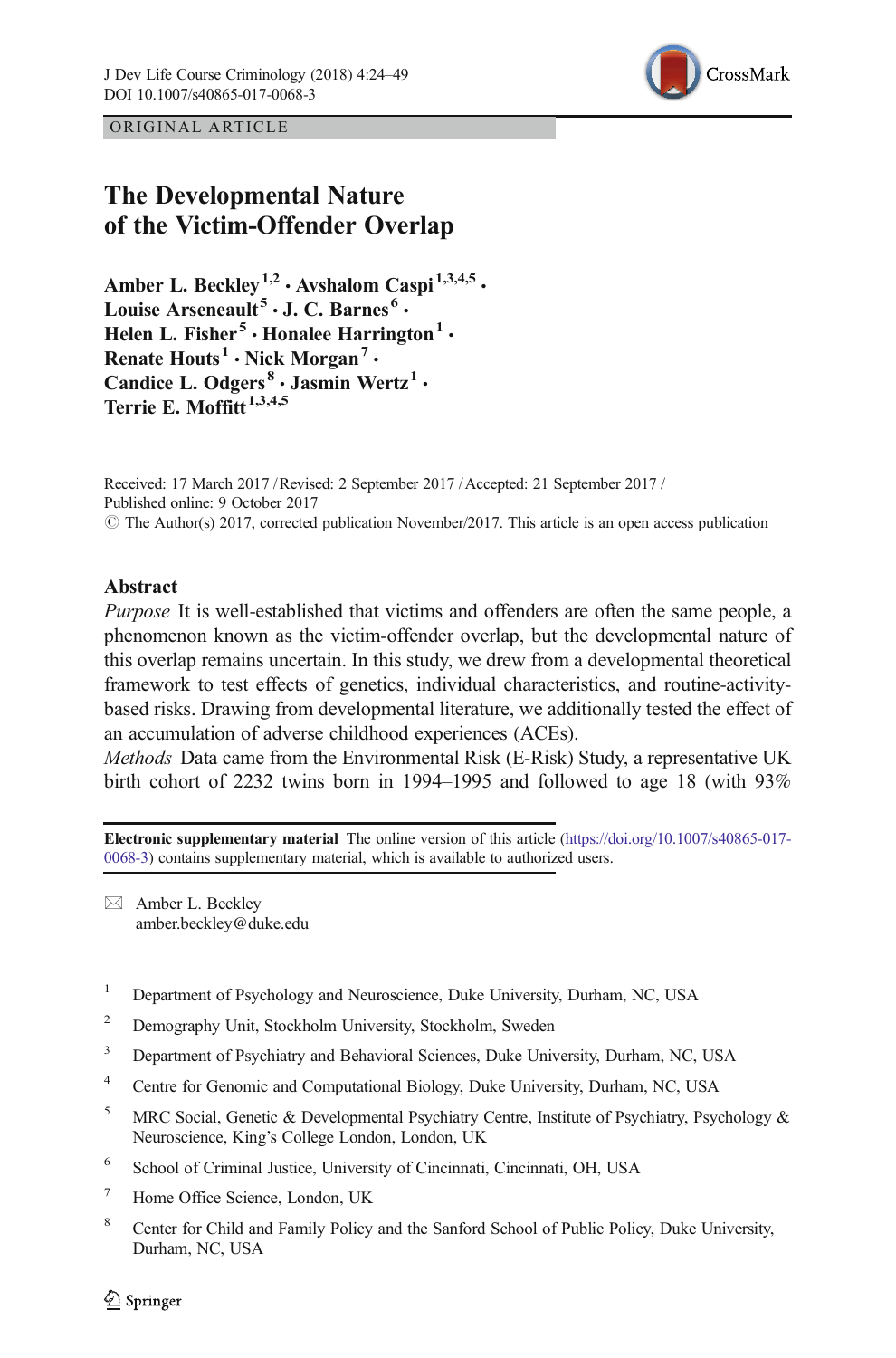ORIGINAL ARTICLE

# The Developmental Nature of the Victim-Offender Overlap

**Amber L. Beckley**[1,2] · **Avshalom Caspi**[1,3,4,5] · **Louise Arseneault**[5] · **J. C. Barnes**[6] · **Helen L. Fisher**[5] · **Honalee Harrington**[1] · **Renate Houts**[1] · **Nick Morgan**[7] · **Candice L. Odgers**[8] · **Jasmin Wertz**[1] · **Terrie E. Moffitt**[1,3,4,5]

Received: 17 March 2017 / Revised: 2 September 2017 / Accepted: 21 September 2017 / Published online: 9 October 2017
© The Author(s) 2017, corrected publication November/2017. This article is an open access publication

## Abstract

*Purpose* It is well-established that victims and offenders are often the same people, a phenomenon known as the victim-offender overlap, but the developmental nature of this overlap remains uncertain. In this study, we drew from a developmental theoretical framework to test effects of genetics, individual characteristics, and routine-activity-based risks. Drawing from developmental literature, we additionally tested the effect of an accumulation of adverse childhood experiences (ACEs).

*Methods* Data came from the Environmental Risk (E-Risk) Study, a representative UK birth cohort of 2232 twins born in 1994–1995 and followed to age 18 (with 93%

---

**Electronic supplementary material** The online version of this article (https://doi.org/10.1007/s40865-017-0068-3) contains supplementary material, which is available to authorized users.

✉ Amber L. Beckley
amber.beckley@duke.edu

1 Department of Psychology and Neuroscience, Duke University, Durham, NC, USA

2 Demography Unit, Stockholm University, Stockholm, Sweden

3 Department of Psychiatry and Behavioral Sciences, Duke University, Durham, NC, USA

4 Centre for Genomic and Computational Biology, Duke University, Durham, NC, USA

5 MRC Social, Genetic & Developmental Psychiatry Centre, Institute of Psychiatry, Psychology & Neuroscience, King's College London, London, UK

6 School of Criminal Justice, University of Cincinnati, Cincinnati, OH, USA

7 Home Office Science, London, UK

8 Center for Child and Family Policy and the Sanford School of Public Policy, Duke University, Durham, NC, USA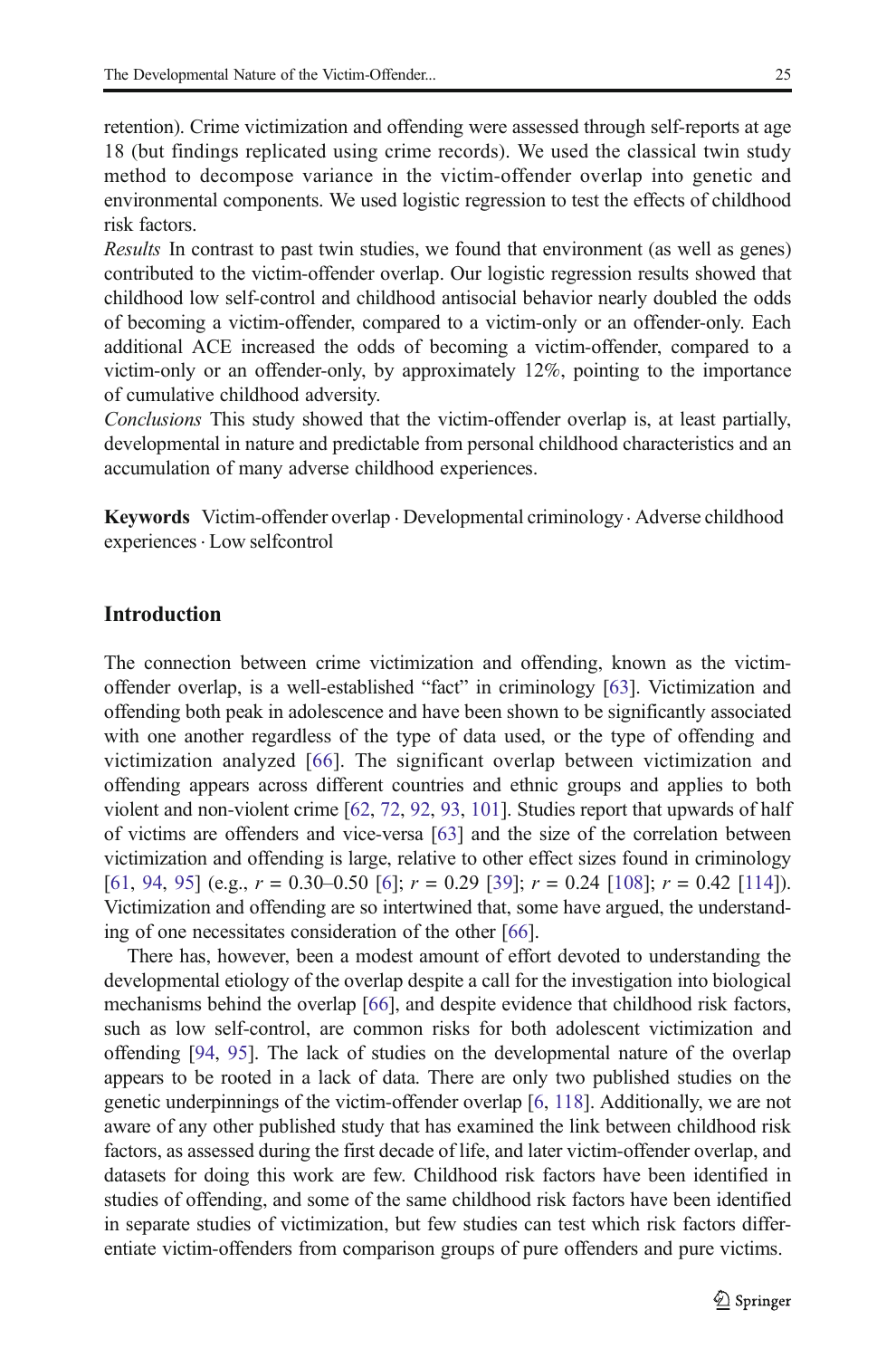retention). Crime victimization and offending were assessed through self-reports at age 18 (but findings replicated using crime records). We used the classical twin study method to decompose variance in the victim-offender overlap into genetic and environmental components. We used logistic regression to test the effects of childhood risk factors.

*Results* In contrast to past twin studies, we found that environment (as well as genes) contributed to the victim-offender overlap. Our logistic regression results showed that childhood low self-control and childhood antisocial behavior nearly doubled the odds of becoming a victim-offender, compared to a victim-only or an offender-only. Each additional ACE increased the odds of becoming a victim-offender, compared to a victim-only or an offender-only, by approximately 12%, pointing to the importance of cumulative childhood adversity.

*Conclusions* This study showed that the victim-offender overlap is, at least partially, developmental in nature and predictable from personal childhood characteristics and an accumulation of many adverse childhood experiences.

**Keywords** Victim-offender overlap · Developmental criminology · Adverse childhood experiences · Low selfcontrol

## Introduction

The connection between crime victimization and offending, known as the victim-offender overlap, is a well-established "fact" in criminology [63]. Victimization and offending both peak in adolescence and have been shown to be significantly associated with one another regardless of the type of data used, or the type of offending and victimization analyzed [66]. The significant overlap between victimization and offending appears across different countries and ethnic groups and applies to both violent and non-violent crime [62, 72, 92, 93, 101]. Studies report that upwards of half of victims are offenders and vice-versa [63] and the size of the correlation between victimization and offending is large, relative to other effect sizes found in criminology [61, 94, 95] (e.g., $r = 0.30–0.50$ [6]; $r = 0.29$ [39]; $r = 0.24$ [108]; $r = 0.42$ [114]). Victimization and offending are so intertwined that, some have argued, the understanding of one necessitates consideration of the other [66].

There has, however, been a modest amount of effort devoted to understanding the developmental etiology of the overlap despite a call for the investigation into biological mechanisms behind the overlap [66], and despite evidence that childhood risk factors, such as low self-control, are common risks for both adolescent victimization and offending [94, 95]. The lack of studies on the developmental nature of the overlap appears to be rooted in a lack of data. There are only two published studies on the genetic underpinnings of the victim-offender overlap [6, 118]. Additionally, we are not aware of any other published study that has examined the link between childhood risk factors, as assessed during the first decade of life, and later victim-offender overlap, and datasets for doing this work are few. Childhood risk factors have been identified in studies of offending, and some of the same childhood risk factors have been identified in separate studies of victimization, but few studies can test which risk factors differentiate victim-offenders from comparison groups of pure offenders and pure victims.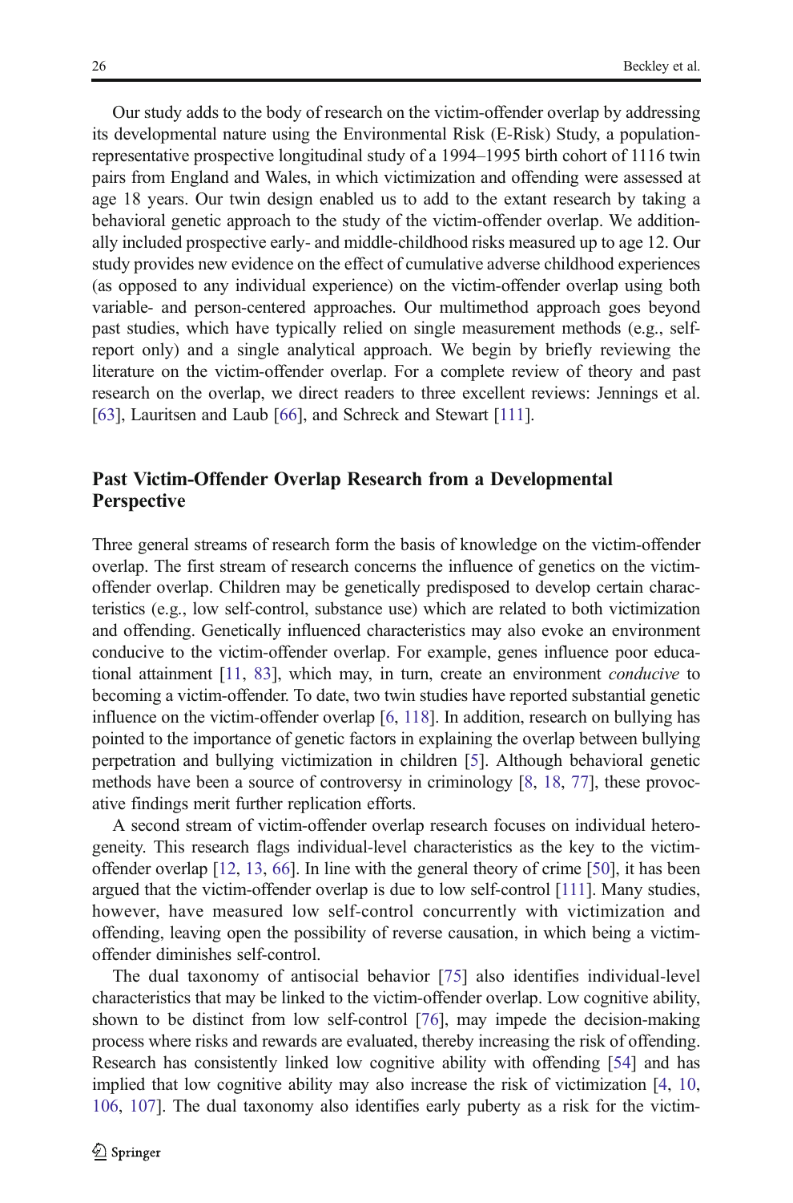Our study adds to the body of research on the victim-offender overlap by addressing its developmental nature using the Environmental Risk (E-Risk) Study, a population-representative prospective longitudinal study of a 1994–1995 birth cohort of 1116 twin pairs from England and Wales, in which victimization and offending were assessed at age 18 years. Our twin design enabled us to add to the extant research by taking a behavioral genetic approach to the study of the victim-offender overlap. We additionally included prospective early- and middle-childhood risks measured up to age 12. Our study provides new evidence on the effect of cumulative adverse childhood experiences (as opposed to any individual experience) on the victim-offender overlap using both variable- and person-centered approaches. Our multimethod approach goes beyond past studies, which have typically relied on single measurement methods (e.g., self-report only) and a single analytical approach. We begin by briefly reviewing the literature on the victim-offender overlap. For a complete review of theory and past research on the overlap, we direct readers to three excellent reviews: Jennings et al. [63], Lauritsen and Laub [66], and Schreck and Stewart [111].

## Past Victim-Offender Overlap Research from a Developmental Perspective

Three general streams of research form the basis of knowledge on the victim-offender overlap. The first stream of research concerns the influence of genetics on the victim-offender overlap. Children may be genetically predisposed to develop certain characteristics (e.g., low self-control, substance use) which are related to both victimization and offending. Genetically influenced characteristics may also evoke an environment conducive to the victim-offender overlap. For example, genes influence poor educational attainment [11, 83], which may, in turn, create an environment *conducive* to becoming a victim-offender. To date, two twin studies have reported substantial genetic influence on the victim-offender overlap [6, 118]. In addition, research on bullying has pointed to the importance of genetic factors in explaining the overlap between bullying perpetration and bullying victimization in children [5]. Although behavioral genetic methods have been a source of controversy in criminology [8, 18, 77], these provocative findings merit further replication efforts.

A second stream of victim-offender overlap research focuses on individual heterogeneity. This research flags individual-level characteristics as the key to the victim-offender overlap [12, 13, 66]. In line with the general theory of crime [50], it has been argued that the victim-offender overlap is due to low self-control [111]. Many studies, however, have measured low self-control concurrently with victimization and offending, leaving open the possibility of reverse causation, in which being a victim-offender diminishes self-control.

The dual taxonomy of antisocial behavior [75] also identifies individual-level characteristics that may be linked to the victim-offender overlap. Low cognitive ability, shown to be distinct from low self-control [76], may impede the decision-making process where risks and rewards are evaluated, thereby increasing the risk of offending. Research has consistently linked low cognitive ability with offending [54] and has implied that low cognitive ability may also increase the risk of victimization [4, 10, 106, 107]. The dual taxonomy also identifies early puberty as a risk for the victim-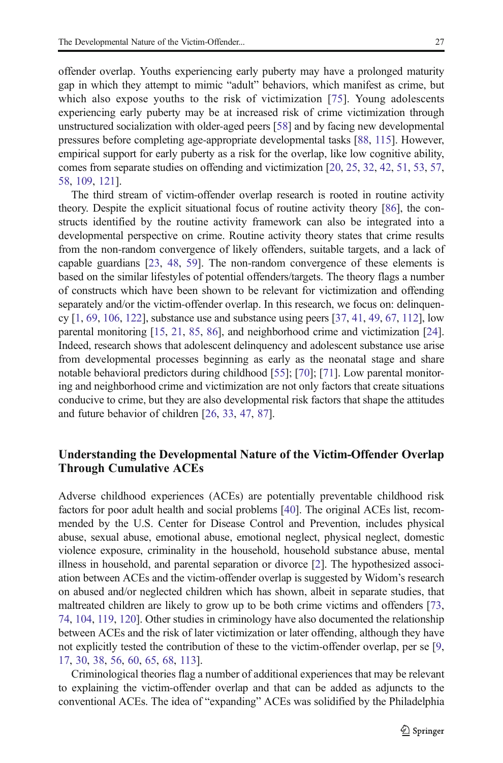offender overlap. Youths experiencing early puberty may have a prolonged maturity gap in which they attempt to mimic "adult" behaviors, which manifest as crime, but which also expose youths to the risk of victimization [75]. Young adolescents experiencing early puberty may be at increased risk of crime victimization through unstructured socialization with older-aged peers [58] and by facing new developmental pressures before completing age-appropriate developmental tasks [88, 115]. However, empirical support for early puberty as a risk for the overlap, like low cognitive ability, comes from separate studies on offending and victimization [20, 25, 32, 42, 51, 53, 57, 58, 109, 121].

The third stream of victim-offender overlap research is rooted in routine activity theory. Despite the explicit situational focus of routine activity theory [86], the constructs identified by the routine activity framework can also be integrated into a developmental perspective on crime. Routine activity theory states that crime results from the non-random convergence of likely offenders, suitable targets, and a lack of capable guardians [23, 48, 59]. The non-random convergence of these elements is based on the similar lifestyles of potential offenders/targets. The theory flags a number of constructs which have been shown to be relevant for victimization and offending separately and/or the victim-offender overlap. In this research, we focus on: delinquency [1, 69, 106, 122], substance use and substance using peers [37, 41, 49, 67, 112], low parental monitoring [15, 21, 85, 86], and neighborhood crime and victimization [24]. Indeed, research shows that adolescent delinquency and adolescent substance use arise from developmental processes beginning as early as the neonatal stage and share notable behavioral predictors during childhood [55]; [70]; [71]. Low parental monitoring and neighborhood crime and victimization are not only factors that create situations conducive to crime, but they are also developmental risk factors that shape the attitudes and future behavior of children [26, 33, 47, 87].

## Understanding the Developmental Nature of the Victim-Offender Overlap Through Cumulative ACEs

Adverse childhood experiences (ACEs) are potentially preventable childhood risk factors for poor adult health and social problems [40]. The original ACEs list, recommended by the U.S. Center for Disease Control and Prevention, includes physical abuse, sexual abuse, emotional abuse, emotional neglect, physical neglect, domestic violence exposure, criminality in the household, household substance abuse, mental illness in household, and parental separation or divorce [2]. The hypothesized association between ACEs and the victim-offender overlap is suggested by Widom's research on abused and/or neglected children which has shown, albeit in separate studies, that maltreated children are likely to grow up to be both crime victims and offenders [73, 74, 104, 119, 120]. Other studies in criminology have also documented the relationship between ACEs and the risk of later victimization or later offending, although they have not explicitly tested the contribution of these to the victim-offender overlap, per se [9, 17, 30, 38, 56, 60, 65, 68, 113].

Criminological theories flag a number of additional experiences that may be relevant to explaining the victim-offender overlap and that can be added as adjuncts to the conventional ACEs. The idea of "expanding" ACEs was solidified by the Philadelphia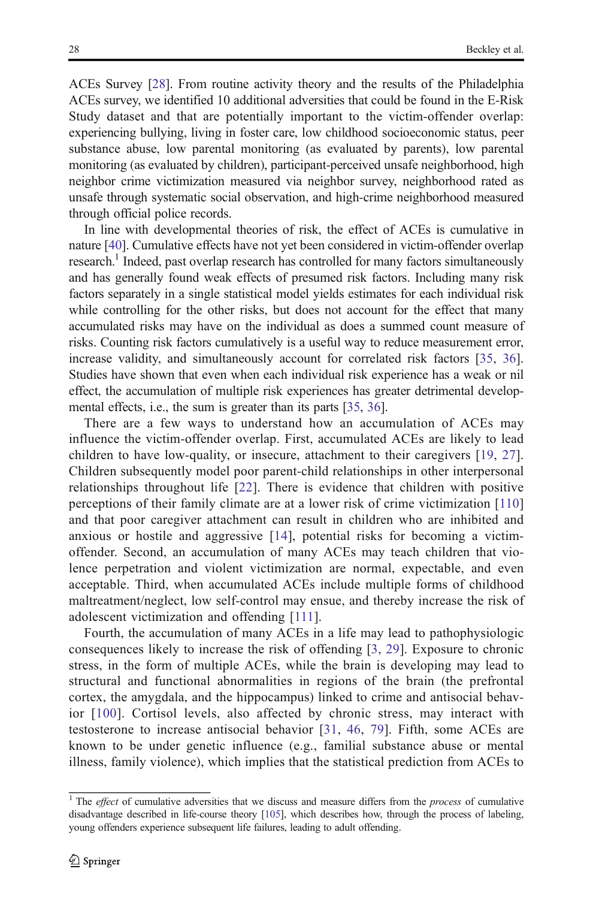ACEs Survey [28]. From routine activity theory and the results of the Philadelphia ACEs survey, we identified 10 additional adversities that could be found in the E-Risk Study dataset and that are potentially important to the victim-offender overlap: experiencing bullying, living in foster care, low childhood socioeconomic status, peer substance abuse, low parental monitoring (as evaluated by parents), low parental monitoring (as evaluated by children), participant-perceived unsafe neighborhood, high neighbor crime victimization measured via neighbor survey, neighborhood rated as unsafe through systematic social observation, and high-crime neighborhood measured through official police records.

In line with developmental theories of risk, the effect of ACEs is cumulative in nature [40]. Cumulative effects have not yet been considered in victim-offender overlap research.[1] Indeed, past overlap research has controlled for many factors simultaneously and has generally found weak effects of presumed risk factors. Including many risk factors separately in a single statistical model yields estimates for each individual risk while controlling for the other risks, but does not account for the effect that many accumulated risks may have on the individual as does a summed count measure of risks. Counting risk factors cumulatively is a useful way to reduce measurement error, increase validity, and simultaneously account for correlated risk factors [35, 36]. Studies have shown that even when each individual risk experience has a weak or nil effect, the accumulation of multiple risk experiences has greater detrimental developmental effects, i.e., the sum is greater than its parts [35, 36].

There are a few ways to understand how an accumulation of ACEs may influence the victim-offender overlap. First, accumulated ACEs are likely to lead children to have low-quality, or insecure, attachment to their caregivers [19, 27]. Children subsequently model poor parent-child relationships in other interpersonal relationships throughout life [22]. There is evidence that children with positive perceptions of their family climate are at a lower risk of crime victimization [110] and that poor caregiver attachment can result in children who are inhibited and anxious or hostile and aggressive [14], potential risks for becoming a victim-offender. Second, an accumulation of many ACEs may teach children that violence perpetration and violent victimization are normal, expectable, and even acceptable. Third, when accumulated ACEs include multiple forms of childhood maltreatment/neglect, low self-control may ensue, and thereby increase the risk of adolescent victimization and offending [111].

Fourth, the accumulation of many ACEs in a life may lead to pathophysiologic consequences likely to increase the risk of offending [3, 29]. Exposure to chronic stress, in the form of multiple ACEs, while the brain is developing may lead to structural and functional abnormalities in regions of the brain (the prefrontal cortex, the amygdala, and the hippocampus) linked to crime and antisocial behavior [100]. Cortisol levels, also affected by chronic stress, may interact with testosterone to increase antisocial behavior [31, 46, 79]. Fifth, some ACEs are known to be under genetic influence (e.g., familial substance abuse or mental illness, family violence), which implies that the statistical prediction from ACEs to

[1] The *effect* of cumulative adversities that we discuss and measure differs from the *process* of cumulative disadvantage described in life-course theory [105], which describes how, through the process of labeling, young offenders experience subsequent life failures, leading to adult offending.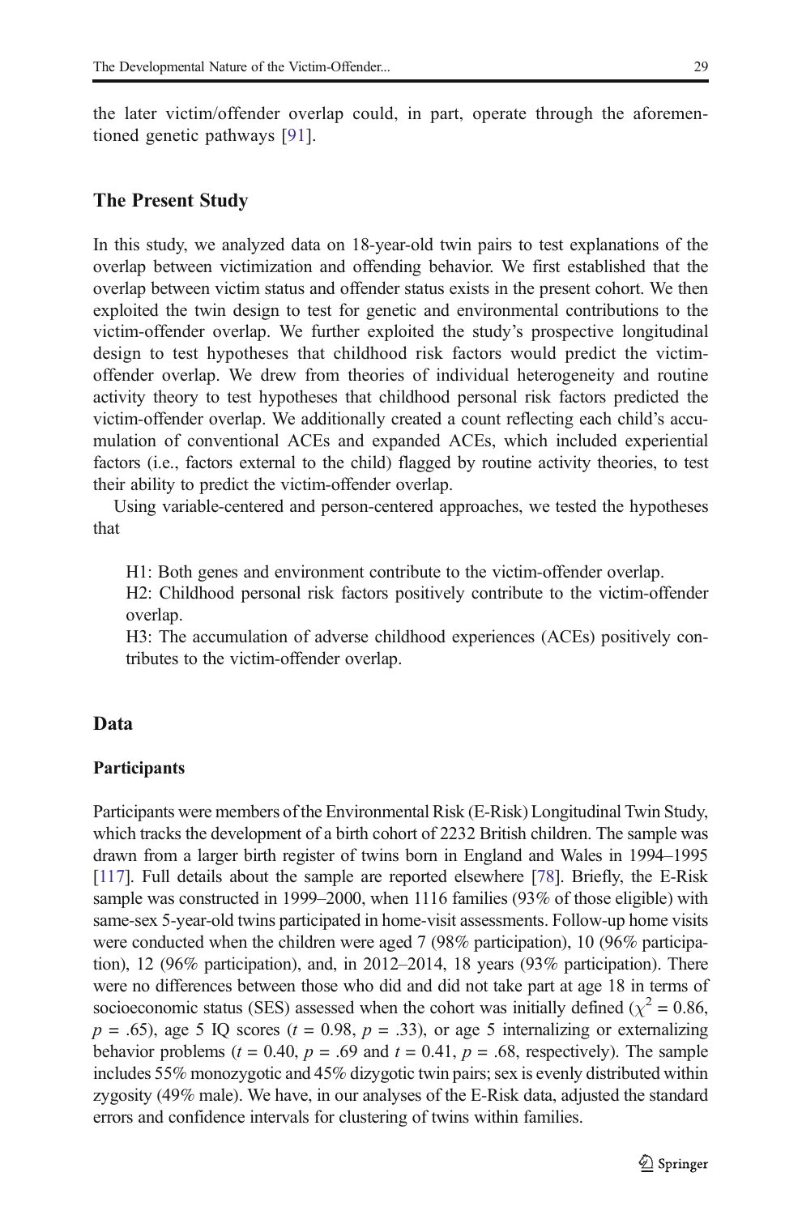the later victim/offender overlap could, in part, operate through the aforementioned genetic pathways [91].

## The Present Study

In this study, we analyzed data on 18-year-old twin pairs to test explanations of the overlap between victimization and offending behavior. We first established that the overlap between victim status and offender status exists in the present cohort. We then exploited the twin design to test for genetic and environmental contributions to the victim-offender overlap. We further exploited the study's prospective longitudinal design to test hypotheses that childhood risk factors would predict the victim-offender overlap. We drew from theories of individual heterogeneity and routine activity theory to test hypotheses that childhood personal risk factors predicted the victim-offender overlap. We additionally created a count reflecting each child's accumulation of conventional ACEs and expanded ACEs, which included experiential factors (i.e., factors external to the child) flagged by routine activity theories, to test their ability to predict the victim-offender overlap.

Using variable-centered and person-centered approaches, we tested the hypotheses that

H1: Both genes and environment contribute to the victim-offender overlap.
H2: Childhood personal risk factors positively contribute to the victim-offender overlap.
H3: The accumulation of adverse childhood experiences (ACEs) positively contributes to the victim-offender overlap.

## Data

### Participants

Participants were members of the Environmental Risk (E-Risk) Longitudinal Twin Study, which tracks the development of a birth cohort of 2232 British children. The sample was drawn from a larger birth register of twins born in England and Wales in 1994–1995 [117]. Full details about the sample are reported elsewhere [78]. Briefly, the E-Risk sample was constructed in 1999–2000, when 1116 families (93% of those eligible) with same-sex 5-year-old twins participated in home-visit assessments. Follow-up home visits were conducted when the children were aged 7 (98% participation), 10 (96% participation), 12 (96% participation), and, in 2012–2014, 18 years (93% participation). There were no differences between those who did and did not take part at age 18 in terms of socioeconomic status (SES) assessed when the cohort was initially defined ($\chi^2 = 0.86$, $p = .65$), age 5 IQ scores ($t = 0.98$, $p = .33$), or age 5 internalizing or externalizing behavior problems ($t = 0.40$, $p = .69$ and $t = 0.41$, $p = .68$, respectively). The sample includes 55% monozygotic and 45% dizygotic twin pairs; sex is evenly distributed within zygosity (49% male). We have, in our analyses of the E-Risk data, adjusted the standard errors and confidence intervals for clustering of twins within families.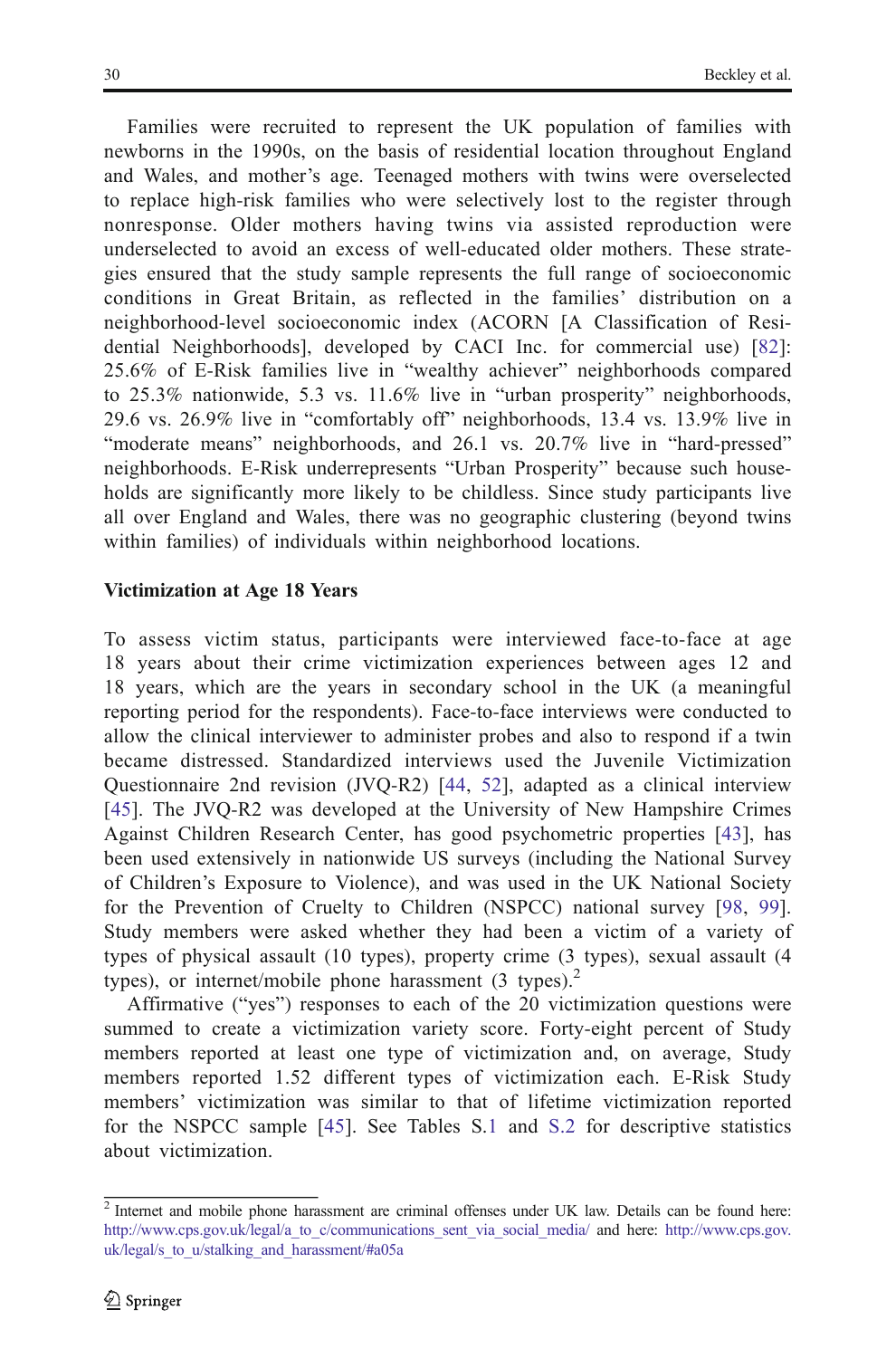Families were recruited to represent the UK population of families with newborns in the 1990s, on the basis of residential location throughout England and Wales, and mother's age. Teenaged mothers with twins were overselected to replace high-risk families who were selectively lost to the register through nonresponse. Older mothers having twins via assisted reproduction were underselected to avoid an excess of well-educated older mothers. These strategies ensured that the study sample represents the full range of socioeconomic conditions in Great Britain, as reflected in the families' distribution on a neighborhood-level socioeconomic index (ACORN [A Classification of Residential Neighborhoods], developed by CACI Inc. for commercial use) [82]: 25.6% of E-Risk families live in "wealthy achiever" neighborhoods compared to 25.3% nationwide, 5.3 vs. 11.6% live in "urban prosperity" neighborhoods, 29.6 vs. 26.9% live in "comfortably off" neighborhoods, 13.4 vs. 13.9% live in "moderate means" neighborhoods, and 26.1 vs. 20.7% live in "hard-pressed" neighborhoods. E-Risk underrepresents "Urban Prosperity" because such households are significantly more likely to be childless. Since study participants live all over England and Wales, there was no geographic clustering (beyond twins within families) of individuals within neighborhood locations.

**Victimization at Age 18 Years**

To assess victim status, participants were interviewed face-to-face at age 18 years about their crime victimization experiences between ages 12 and 18 years, which are the years in secondary school in the UK (a meaningful reporting period for the respondents). Face-to-face interviews were conducted to allow the clinical interviewer to administer probes and also to respond if a twin became distressed. Standardized interviews used the Juvenile Victimization Questionnaire 2nd revision (JVQ-R2) [44, 52], adapted as a clinical interview [45]. The JVQ-R2 was developed at the University of New Hampshire Crimes Against Children Research Center, has good psychometric properties [43], has been used extensively in nationwide US surveys (including the National Survey of Children's Exposure to Violence), and was used in the UK National Society for the Prevention of Cruelty to Children (NSPCC) national survey [98, 99]. Study members were asked whether they had been a victim of a variety of types of physical assault (10 types), property crime (3 types), sexual assault (4 types), or internet/mobile phone harassment (3 types).[2]

Affirmative ("yes") responses to each of the 20 victimization questions were summed to create a victimization variety score. Forty-eight percent of Study members reported at least one type of victimization and, on average, Study members reported 1.52 different types of victimization each. E-Risk Study members' victimization was similar to that of lifetime victimization reported for the NSPCC sample [45]. See Tables S.1 and S.2 for descriptive statistics about victimization.

[2] Internet and mobile phone harassment are criminal offenses under UK law. Details can be found here: http://www.cps.gov.uk/legal/a_to_c/communications_sent_via_social_media/ and here: http://www.cps.gov.uk/legal/s_to_u/stalking_and_harassment/#a05a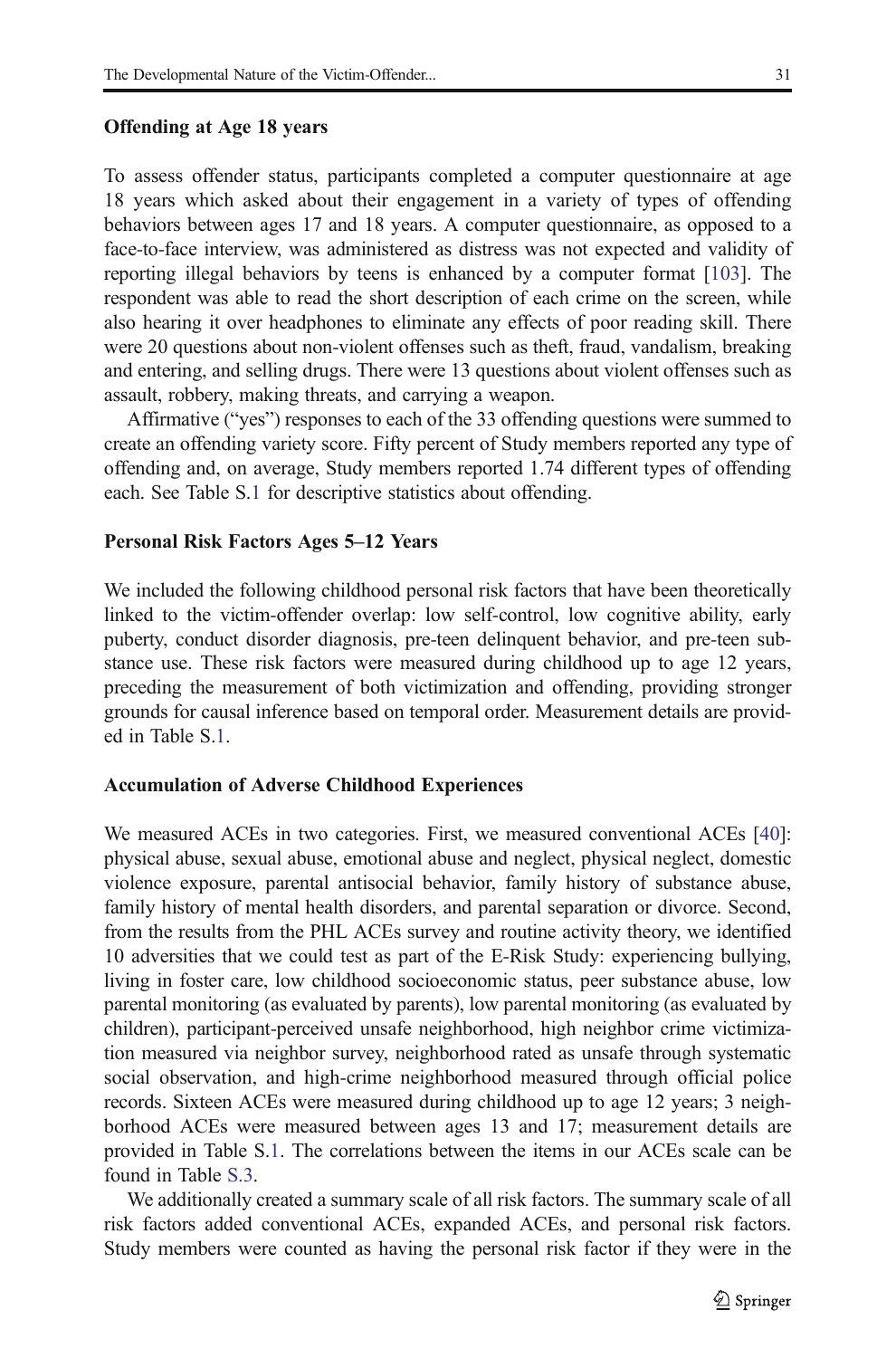### Offending at Age 18 years

To assess offender status, participants completed a computer questionnaire at age 18 years which asked about their engagement in a variety of types of offending behaviors between ages 17 and 18 years. A computer questionnaire, as opposed to a face-to-face interview, was administered as distress was not expected and validity of reporting illegal behaviors by teens is enhanced by a computer format [103]. The respondent was able to read the short description of each crime on the screen, while also hearing it over headphones to eliminate any effects of poor reading skill. There were 20 questions about non-violent offenses such as theft, fraud, vandalism, breaking and entering, and selling drugs. There were 13 questions about violent offenses such as assault, robbery, making threats, and carrying a weapon.

Affirmative ("yes") responses to each of the 33 offending questions were summed to create an offending variety score. Fifty percent of Study members reported any type of offending and, on average, Study members reported 1.74 different types of offending each. See Table S.1 for descriptive statistics about offending.

### Personal Risk Factors Ages 5–12 Years

We included the following childhood personal risk factors that have been theoretically linked to the victim-offender overlap: low self-control, low cognitive ability, early puberty, conduct disorder diagnosis, pre-teen delinquent behavior, and pre-teen substance use. These risk factors were measured during childhood up to age 12 years, preceding the measurement of both victimization and offending, providing stronger grounds for causal inference based on temporal order. Measurement details are provided in Table S.1.

### Accumulation of Adverse Childhood Experiences

We measured ACEs in two categories. First, we measured conventional ACEs [40]: physical abuse, sexual abuse, emotional abuse and neglect, physical neglect, domestic violence exposure, parental antisocial behavior, family history of substance abuse, family history of mental health disorders, and parental separation or divorce. Second, from the results from the PHL ACEs survey and routine activity theory, we identified 10 adversities that we could test as part of the E-Risk Study: experiencing bullying, living in foster care, low childhood socioeconomic status, peer substance abuse, low parental monitoring (as evaluated by parents), low parental monitoring (as evaluated by children), participant-perceived unsafe neighborhood, high neighbor crime victimization measured via neighbor survey, neighborhood rated as unsafe through systematic social observation, and high-crime neighborhood measured through official police records. Sixteen ACEs were measured during childhood up to age 12 years; 3 neighborhood ACEs were measured between ages 13 and 17; measurement details are provided in Table S.1. The correlations between the items in our ACEs scale can be found in Table S.3.

We additionally created a summary scale of all risk factors. The summary scale of all risk factors added conventional ACEs, expanded ACEs, and personal risk factors. Study members were counted as having the personal risk factor if they were in the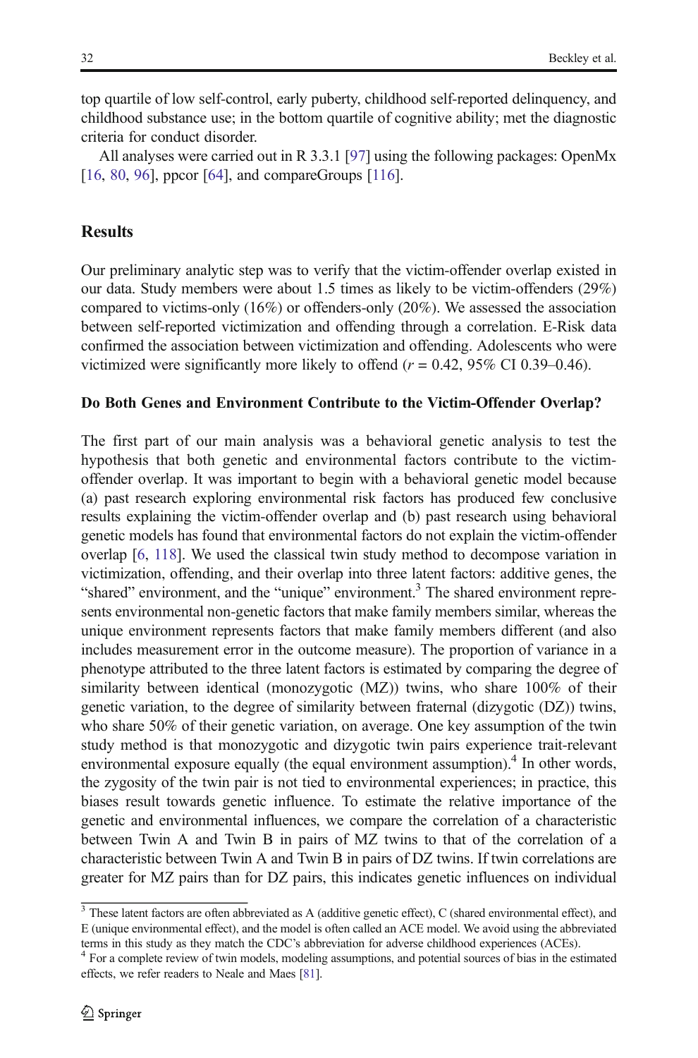top quartile of low self-control, early puberty, childhood self-reported delinquency, and childhood substance use; in the bottom quartile of cognitive ability; met the diagnostic criteria for conduct disorder.

All analyses were carried out in R 3.3.1 [97] using the following packages: OpenMx [16, 80, 96], ppcor [64], and compareGroups [116].

## Results

Our preliminary analytic step was to verify that the victim-offender overlap existed in our data. Study members were about 1.5 times as likely to be victim-offenders (29%) compared to victims-only (16%) or offenders-only (20%). We assessed the association between self-reported victimization and offending through a correlation. E-Risk data confirmed the association between victimization and offending. Adolescents who were victimized were significantly more likely to offend ($r = 0.42$, 95% CI 0.39–0.46).

### Do Both Genes and Environment Contribute to the Victim-Offender Overlap?

The first part of our main analysis was a behavioral genetic analysis to test the hypothesis that both genetic and environmental factors contribute to the victim-offender overlap. It was important to begin with a behavioral genetic model because (a) past research exploring environmental risk factors has produced few conclusive results explaining the victim-offender overlap and (b) past research using behavioral genetic models has found that environmental factors do not explain the victim-offender overlap [6, 118]. We used the classical twin study method to decompose variation in victimization, offending, and their overlap into three latent factors: additive genes, the "shared" environment, and the "unique" environment.[3] The shared environment represents environmental non-genetic factors that make family members similar, whereas the unique environment represents factors that make family members different (and also includes measurement error in the outcome measure). The proportion of variance in a phenotype attributed to the three latent factors is estimated by comparing the degree of similarity between identical (monozygotic (MZ)) twins, who share 100% of their genetic variation, to the degree of similarity between fraternal (dizygotic (DZ)) twins, who share 50% of their genetic variation, on average. One key assumption of the twin study method is that monozygotic and dizygotic twin pairs experience trait-relevant environmental exposure equally (the equal environment assumption).[4] In other words, the zygosity of the twin pair is not tied to environmental experiences; in practice, this biases result towards genetic influence. To estimate the relative importance of the genetic and environmental influences, we compare the correlation of a characteristic between Twin A and Twin B in pairs of MZ twins to that of the correlation of a characteristic between Twin A and Twin B in pairs of DZ twins. If twin correlations are greater for MZ pairs than for DZ pairs, this indicates genetic influences on individual

---

[3] These latent factors are often abbreviated as A (additive genetic effect), C (shared environmental effect), and E (unique environmental effect), and the model is often called an ACE model. We avoid using the abbreviated terms in this study as they match the CDC's abbreviation for adverse childhood experiences (ACEs).

[4] For a complete review of twin models, modeling assumptions, and potential sources of bias in the estimated effects, we refer readers to Neale and Maes [81].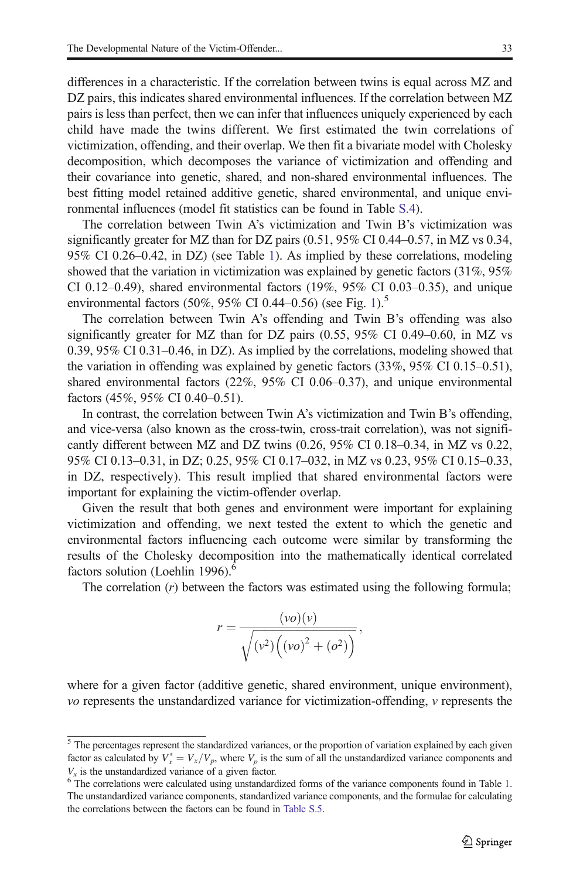differences in a characteristic. If the correlation between twins is equal across MZ and DZ pairs, this indicates shared environmental influences. If the correlation between MZ pairs is less than perfect, then we can infer that influences uniquely experienced by each child have made the twins different. We first estimated the twin correlations of victimization, offending, and their overlap. We then fit a bivariate model with Cholesky decomposition, which decomposes the variance of victimization and offending and their covariance into genetic, shared, and non-shared environmental influences. The best fitting model retained additive genetic, shared environmental, and unique environmental influences (model fit statistics can be found in Table S.4).

The correlation between Twin A's victimization and Twin B's victimization was significantly greater for MZ than for DZ pairs (0.51, 95% CI 0.44–0.57, in MZ vs 0.34, 95% CI 0.26–0.42, in DZ) (see Table 1). As implied by these correlations, modeling showed that the variation in victimization was explained by genetic factors (31%, 95% CI 0.12–0.49), shared environmental factors (19%, 95% CI 0.03–0.35), and unique environmental factors (50%, 95% CI 0.44–0.56) (see Fig. 1).[5]

The correlation between Twin A's offending and Twin B's offending was also significantly greater for MZ than for DZ pairs (0.55, 95% CI 0.49–0.60, in MZ vs 0.39, 95% CI 0.31–0.46, in DZ). As implied by the correlations, modeling showed that the variation in offending was explained by genetic factors (33%, 95% CI 0.15–0.51), shared environmental factors (22%, 95% CI 0.06–0.37), and unique environmental factors (45%, 95% CI 0.40–0.51).

In contrast, the correlation between Twin A's victimization and Twin B's offending, and vice-versa (also known as the cross-twin, cross-trait correlation), was not significantly different between MZ and DZ twins (0.26, 95% CI 0.18–0.34, in MZ vs 0.22, 95% CI 0.13–0.31, in DZ; 0.25, 95% CI 0.17–032, in MZ vs 0.23, 95% CI 0.15–0.33, in DZ, respectively). This result implied that shared environmental factors were important for explaining the victim-offender overlap.

Given the result that both genes and environment were important for explaining victimization and offending, we next tested the extent to which the genetic and environmental factors influencing each outcome were similar by transforming the results of the Cholesky decomposition into the mathematically identical correlated factors solution (Loehlin 1996).[6]

The correlation ($r$) between the factors was estimated using the following formula;

$$r = \frac{(vo)(v)}{\sqrt{(v^2)\left((vo)^2 + (o^2)\right)}},$$

where for a given factor (additive genetic, shared environment, unique environment), $vo$ represents the unstandardized variance for victimization-offending, $v$ represents the

[5] The percentages represent the standardized variances, or the proportion of variation explained by each given factor as calculated by $V_x^* = V_x / V_p$, where $V_p$ is the sum of all the unstandardized variance components and $V_x$ is the unstandardized variance of a given factor.

[6] The correlations were calculated using unstandardized forms of the variance components found in Table 1. The unstandardized variance components, standardized variance components, and the formulae for calculating the correlations between the factors can be found in Table S.5.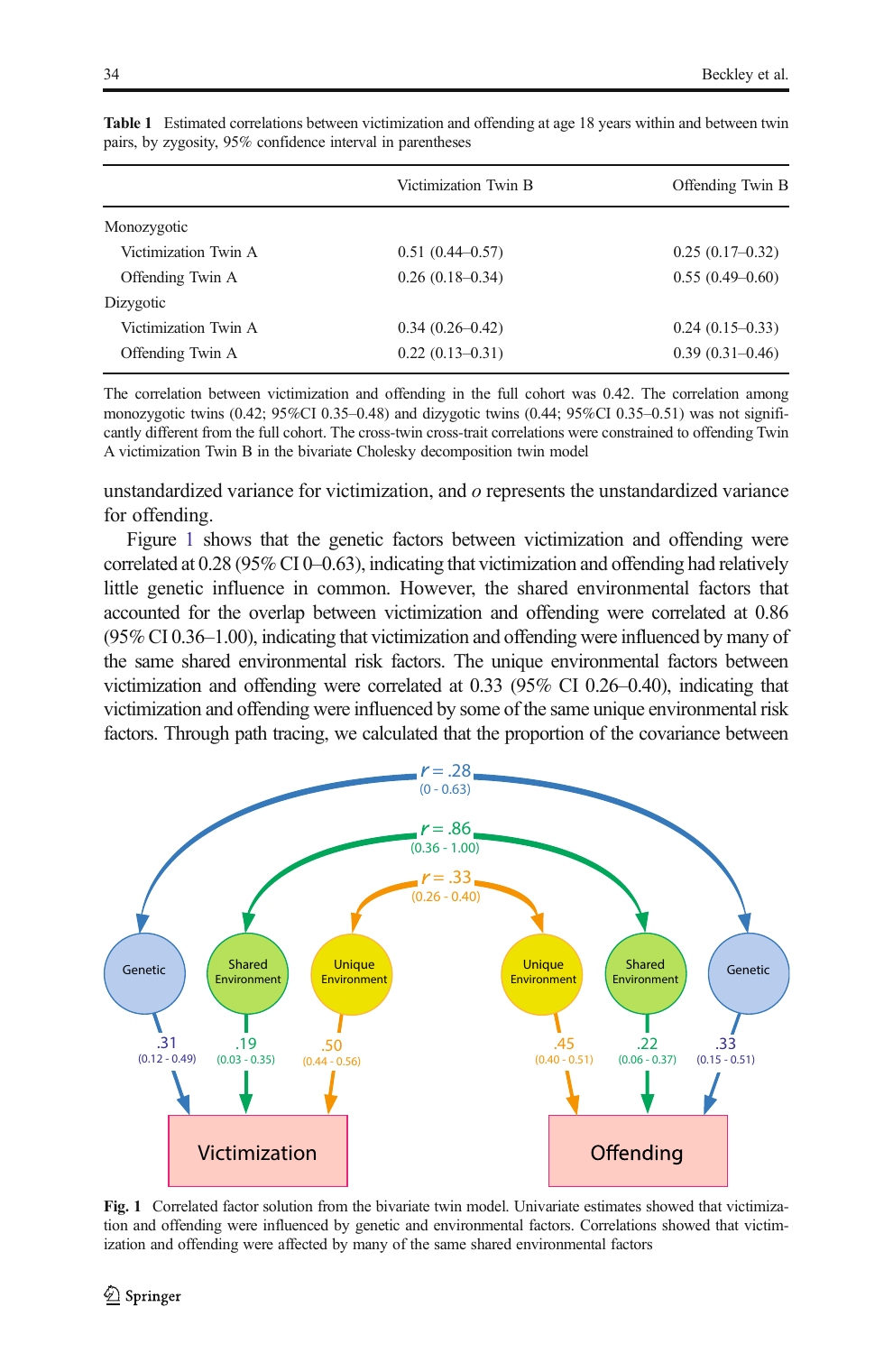**Table 1** Estimated correlations between victimization and offending at age 18 years within and between twin pairs, by zygosity, 95% confidence interval in parentheses

| | Victimization Twin B | Offending Twin B |
|---|---|---|
| Monozygotic | | |
| Victimization Twin A | 0.51 (0.44–0.57) | 0.25 (0.17–0.32) |
| Offending Twin A | 0.26 (0.18–0.34) | 0.55 (0.49–0.60) |
| Dizygotic | | |
| Victimization Twin A | 0.34 (0.26–0.42) | 0.24 (0.15–0.33) |
| Offending Twin A | 0.22 (0.13–0.31) | 0.39 (0.31–0.46) |

The correlation between victimization and offending in the full cohort was 0.42. The correlation among monozygotic twins (0.42; 95%CI 0.35–0.48) and dizygotic twins (0.44; 95%CI 0.35–0.51) was not significantly different from the full cohort. The cross-twin cross-trait correlations were constrained to offending Twin A victimization Twin B in the bivariate Cholesky decomposition twin model

unstandardized variance for victimization, and *o* represents the unstandardized variance for offending.

Figure 1 shows that the genetic factors between victimization and offending were correlated at 0.28 (95% CI 0–0.63), indicating that victimization and offending had relatively little genetic influence in common. However, the shared environmental factors that accounted for the overlap between victimization and offending were correlated at 0.86 (95% CI 0.36–1.00), indicating that victimization and offending were influenced by many of the same shared environmental risk factors. The unique environmental factors between victimization and offending were correlated at 0.33 (95% CI 0.26–0.40), indicating that victimization and offending were influenced by some of the same unique environmental risk factors. Through path tracing, we calculated that the proportion of the covariance between

**Fig. 1** Correlated factor solution from the bivariate twin model. Univariate estimates showed that victimization and offending were influenced by genetic and environmental factors. Correlations showed that victimization and offending were affected by many of the same shared environmental factors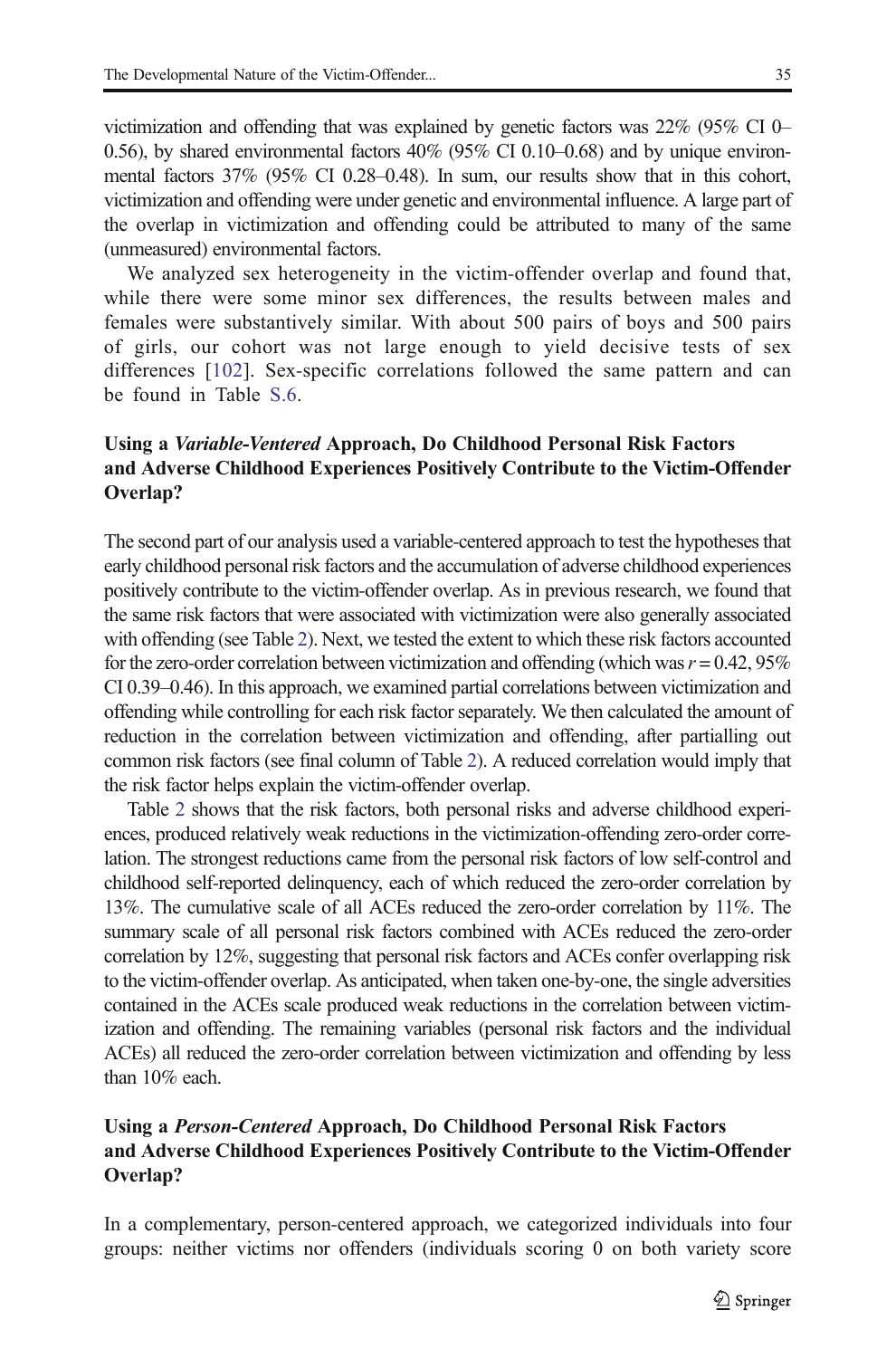victimization and offending that was explained by genetic factors was 22% (95% CI 0–0.56), by shared environmental factors 40% (95% CI 0.10–0.68) and by unique environmental factors 37% (95% CI 0.28–0.48). In sum, our results show that in this cohort, victimization and offending were under genetic and environmental influence. A large part of the overlap in victimization and offending could be attributed to many of the same (unmeasured) environmental factors.

We analyzed sex heterogeneity in the victim-offender overlap and found that, while there were some minor sex differences, the results between males and females were substantively similar. With about 500 pairs of boys and 500 pairs of girls, our cohort was not large enough to yield decisive tests of sex differences [102]. Sex-specific correlations followed the same pattern and can be found in Table S.6.

### Using a *Variable-Ventered* Approach, Do Childhood Personal Risk Factors and Adverse Childhood Experiences Positively Contribute to the Victim-Offender Overlap?

The second part of our analysis used a variable-centered approach to test the hypotheses that early childhood personal risk factors and the accumulation of adverse childhood experiences positively contribute to the victim-offender overlap. As in previous research, we found that the same risk factors that were associated with victimization were also generally associated with offending (see Table 2). Next, we tested the extent to which these risk factors accounted for the zero-order correlation between victimization and offending (which was $r = 0.42$, 95% CI 0.39–0.46). In this approach, we examined partial correlations between victimization and offending while controlling for each risk factor separately. We then calculated the amount of reduction in the correlation between victimization and offending, after partialling out common risk factors (see final column of Table 2). A reduced correlation would imply that the risk factor helps explain the victim-offender overlap.

Table 2 shows that the risk factors, both personal risks and adverse childhood experiences, produced relatively weak reductions in the victimization-offending zero-order correlation. The strongest reductions came from the personal risk factors of low self-control and childhood self-reported delinquency, each of which reduced the zero-order correlation by 13%. The cumulative scale of all ACEs reduced the zero-order correlation by 11%. The summary scale of all personal risk factors combined with ACEs reduced the zero-order correlation by 12%, suggesting that personal risk factors and ACEs confer overlapping risk to the victim-offender overlap. As anticipated, when taken one-by-one, the single adversities contained in the ACEs scale produced weak reductions in the correlation between victimization and offending. The remaining variables (personal risk factors and the individual ACEs) all reduced the zero-order correlation between victimization and offending by less than 10% each.

### Using a *Person-Centered* Approach, Do Childhood Personal Risk Factors and Adverse Childhood Experiences Positively Contribute to the Victim-Offender Overlap?

In a complementary, person-centered approach, we categorized individuals into four groups: neither victims nor offenders (individuals scoring 0 on both variety score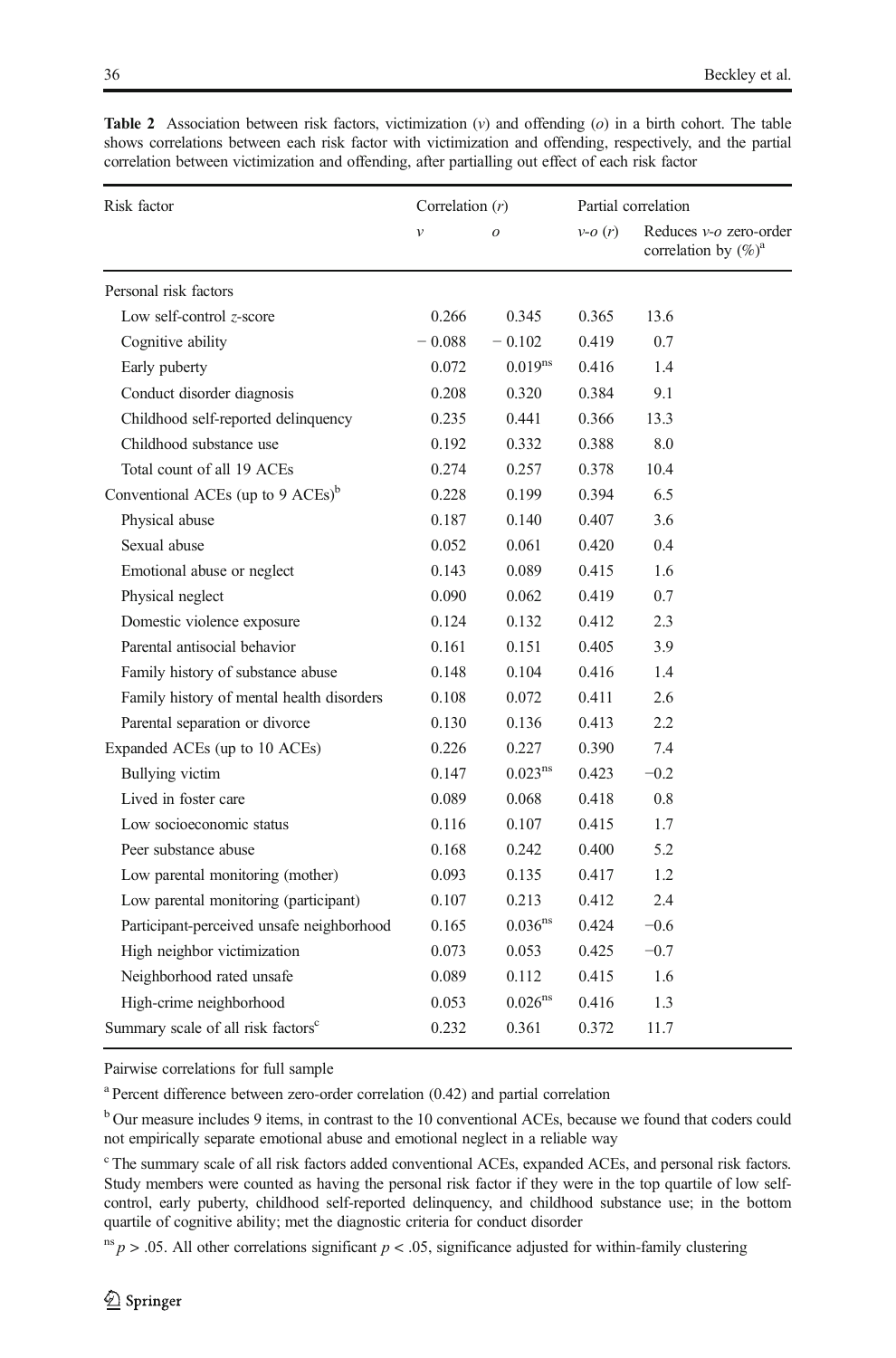**Table 2** Association between risk factors, victimization (*v*) and offending (*o*) in a birth cohort. The table shows correlations between each risk factor with victimization and offending, respectively, and the partial correlation between victimization and offending, after partialling out effect of each risk factor

| Risk factor | Correlation (*r*) | | Partial correlation | |
|---|---|---|---|---|
| | *v* | *o* | *v-o* (*r*) | Reduces *v-o* zero-order correlation by (%)[a] |
| Personal risk factors | | | | |
| Low self-control *z*-score | 0.266 | 0.345 | 0.365 | 13.6 |
| Cognitive ability | − 0.088 | − 0.102 | 0.419 | 0.7 |
| Early puberty | 0.072 | $0.019^{ns}$ | 0.416 | 1.4 |
| Conduct disorder diagnosis | 0.208 | 0.320 | 0.384 | 9.1 |
| Childhood self-reported delinquency | 0.235 | 0.441 | 0.366 | 13.3 |
| Childhood substance use | 0.192 | 0.332 | 0.388 | 8.0 |
| Total count of all 19 ACEs | 0.274 | 0.257 | 0.378 | 10.4 |
| Conventional ACEs (up to 9 ACEs)[b] | 0.228 | 0.199 | 0.394 | 6.5 |
| Physical abuse | 0.187 | 0.140 | 0.407 | 3.6 |
| Sexual abuse | 0.052 | 0.061 | 0.420 | 0.4 |
| Emotional abuse or neglect | 0.143 | 0.089 | 0.415 | 1.6 |
| Physical neglect | 0.090 | 0.062 | 0.419 | 0.7 |
| Domestic violence exposure | 0.124 | 0.132 | 0.412 | 2.3 |
| Parental antisocial behavior | 0.161 | 0.151 | 0.405 | 3.9 |
| Family history of substance abuse | 0.148 | 0.104 | 0.416 | 1.4 |
| Family history of mental health disorders | 0.108 | 0.072 | 0.411 | 2.6 |
| Parental separation or divorce | 0.130 | 0.136 | 0.413 | 2.2 |
| Expanded ACEs (up to 10 ACEs) | 0.226 | 0.227 | 0.390 | 7.4 |
| Bullying victim | 0.147 | $0.023^{ns}$ | 0.423 | −0.2 |
| Lived in foster care | 0.089 | 0.068 | 0.418 | 0.8 |
| Low socioeconomic status | 0.116 | 0.107 | 0.415 | 1.7 |
| Peer substance abuse | 0.168 | 0.242 | 0.400 | 5.2 |
| Low parental monitoring (mother) | 0.093 | 0.135 | 0.417 | 1.2 |
| Low parental monitoring (participant) | 0.107 | 0.213 | 0.412 | 2.4 |
| Participant-perceived unsafe neighborhood | 0.165 | $0.036^{ns}$ | 0.424 | −0.6 |
| High neighbor victimization | 0.073 | 0.053 | 0.425 | −0.7 |
| Neighborhood rated unsafe | 0.089 | 0.112 | 0.415 | 1.6 |
| High-crime neighborhood | 0.053 | $0.026^{ns}$ | 0.416 | 1.3 |
| Summary scale of all risk factors[c] | 0.232 | 0.361 | 0.372 | 11.7 |

Pairwise correlations for full sample

[a] Percent difference between zero-order correlation (0.42) and partial correlation

[b] Our measure includes 9 items, in contrast to the 10 conventional ACEs, because we found that coders could not empirically separate emotional abuse and emotional neglect in a reliable way

[c] The summary scale of all risk factors added conventional ACEs, expanded ACEs, and personal risk factors. Study members were counted as having the personal risk factor if they were in the top quartile of low self-control, early puberty, childhood self-reported delinquency, and childhood substance use; in the bottom quartile of cognitive ability; met the diagnostic criteria for conduct disorder

[ns] $p > .05$. All other correlations significant $p < .05$, significance adjusted for within-family clustering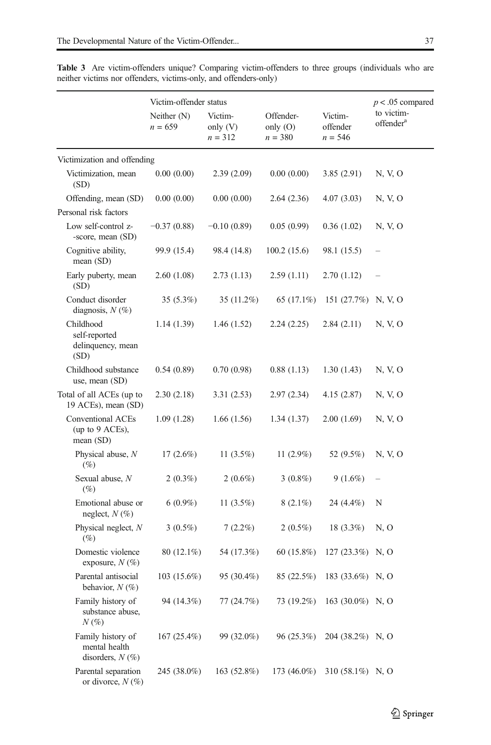**Table 3** Are victim-offenders unique? Comparing victim-offenders to three groups (individuals who are neither victims nor offenders, victims-only, and offenders-only)

| | Victim-offender status | | | | $p < .05$ compared to victim-offender[a] |
|---|---|---|---|---|---|
| | Neither (N) $n = 659$ | Victim-only (V) $n = 312$ | Offender-only (O) $n = 380$ | Victim-offender $n = 546$ | |
| Victimization and offending | | | | | |
| Victimization, mean (SD) | 0.00 (0.00) | 2.39 (2.09) | 0.00 (0.00) | 3.85 (2.91) | N, V, O |
| Offending, mean (SD) | 0.00 (0.00) | 0.00 (0.00) | 2.64 (2.36) | 4.07 (3.03) | N, V, O |
| Personal risk factors | | | | | |
| Low self-control z-score, mean (SD) | −0.37 (0.88) | −0.10 (0.89) | 0.05 (0.99) | 0.36 (1.02) | N, V, O |
| Cognitive ability, mean (SD) | 99.9 (15.4) | 98.4 (14.8) | 100.2 (15.6) | 98.1 (15.5) | – |
| Early puberty, mean (SD) | 2.60 (1.08) | 2.73 (1.13) | 2.59 (1.11) | 2.70 (1.12) | – |
| Conduct disorder diagnosis, *N* (%) | 35 (5.3%) | 35 (11.2%) | 65 (17.1%) | 151 (27.7%) | N, V, O |
| Childhood self-reported delinquency, mean (SD) | 1.14 (1.39) | 1.46 (1.52) | 2.24 (2.25) | 2.84 (2.11) | N, V, O |
| Childhood substance use, mean (SD) | 0.54 (0.89) | 0.70 (0.98) | 0.88 (1.13) | 1.30 (1.43) | N, V, O |
| Total of all ACEs (up to 19 ACEs), mean (SD) | 2.30 (2.18) | 3.31 (2.53) | 2.97 (2.34) | 4.15 (2.87) | N, V, O |
| Conventional ACEs (up to 9 ACEs), mean (SD) | 1.09 (1.28) | 1.66 (1.56) | 1.34 (1.37) | 2.00 (1.69) | N, V, O |
| Physical abuse, *N* (%) | 17 (2.6%) | 11 (3.5%) | 11 (2.9%) | 52 (9.5%) | N, V, O |
| Sexual abuse, *N* (%) | 2 (0.3%) | 2 (0.6%) | 3 (0.8%) | 9 (1.6%) | – |
| Emotional abuse or neglect, *N* (%) | 6 (0.9%) | 11 (3.5%) | 8 (2.1%) | 24 (4.4%) | N |
| Physical neglect, *N* (%) | 3 (0.5%) | 7 (2.2%) | 2 (0.5%) | 18 (3.3%) | N, O |
| Domestic violence exposure, *N* (%) | 80 (12.1%) | 54 (17.3%) | 60 (15.8%) | 127 (23.3%) | N, O |
| Parental antisocial behavior, *N* (%) | 103 (15.6%) | 95 (30.4%) | 85 (22.5%) | 183 (33.6%) | N, O |
| Family history of substance abuse, *N* (%) | 94 (14.3%) | 77 (24.7%) | 73 (19.2%) | 163 (30.0%) | N, O |
| Family history of mental health disorders, *N* (%) | 167 (25.4%) | 99 (32.0%) | 96 (25.3%) | 204 (38.2%) | N, O |
| Parental separation or divorce, *N* (%) | 245 (38.0%) | 163 (52.8%) | 173 (46.0%) | 310 (58.1%) | N, O |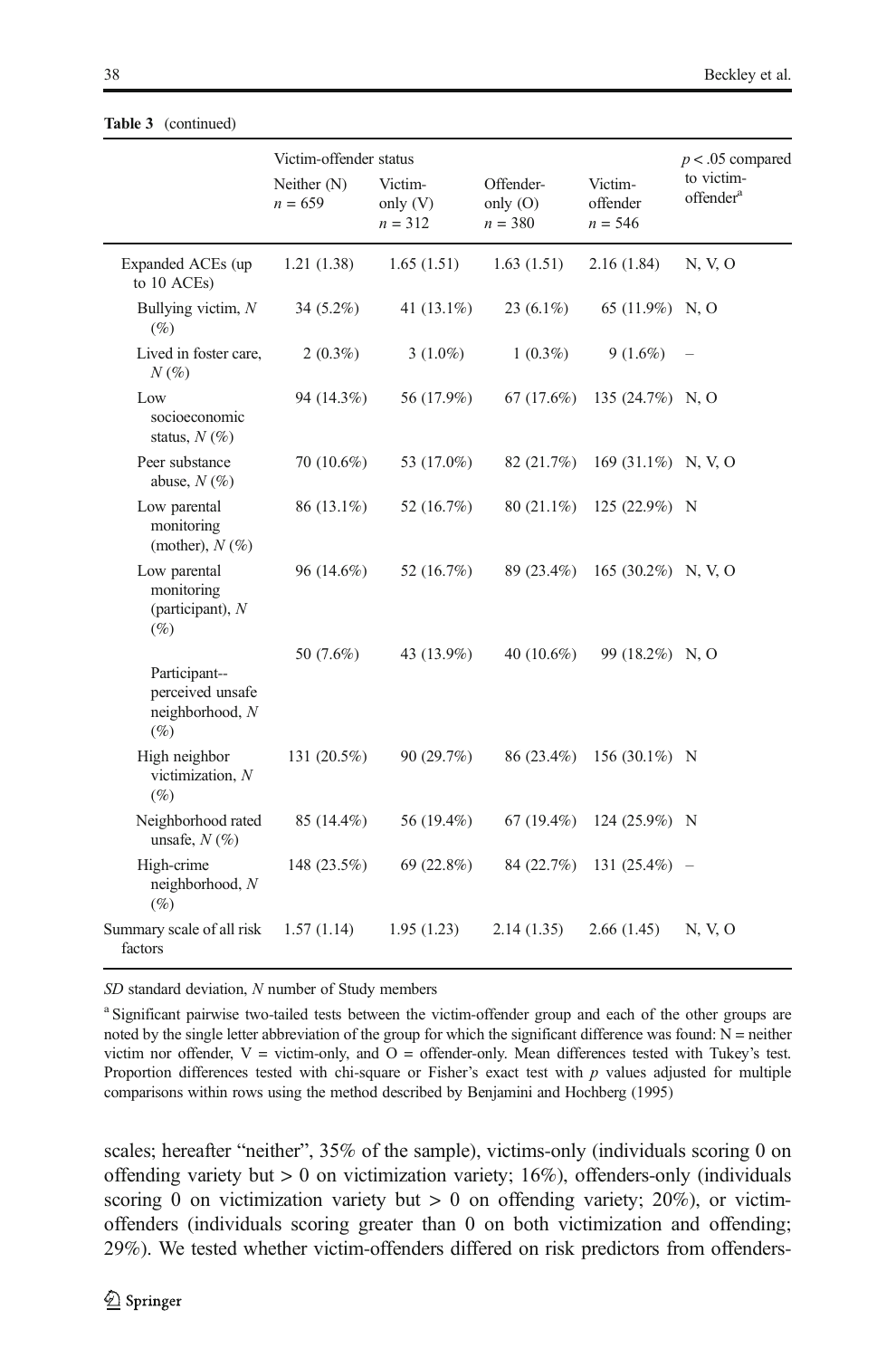**Table 3** (continued)

| | Victim-offender status | | | | $p < .05$ compared to victim-offender[a] |
|---|---|---|---|---|---|
| | Neither (N) $n = 659$ | Victim-only (V) $n = 312$ | Offender-only (O) $n = 380$ | Victim-offender $n = 546$ | |
| Expanded ACEs (up to 10 ACEs) | 1.21 (1.38) | 1.65 (1.51) | 1.63 (1.51) | 2.16 (1.84) | N, V, O |
| Bullying victim, *N* (%) | 34 (5.2%) | 41 (13.1%) | 23 (6.1%) | 65 (11.9%) | N, O |
| Lived in foster care, *N* (%) | 2 (0.3%) | 3 (1.0%) | 1 (0.3%) | 9 (1.6%) | – |
| Low socioeconomic status, *N* (%) | 94 (14.3%) | 56 (17.9%) | 67 (17.6%) | 135 (24.7%) | N, O |
| Peer substance abuse, *N* (%) | 70 (10.6%) | 53 (17.0%) | 82 (21.7%) | 169 (31.1%) | N, V, O |
| Low parental monitoring (mother), *N* (%) | 86 (13.1%) | 52 (16.7%) | 80 (21.1%) | 125 (22.9%) | N |
| Low parental monitoring (participant), *N* (%) | 96 (14.6%) | 52 (16.7%) | 89 (23.4%) | 165 (30.2%) | N, V, O |
| Participant-- perceived unsafe neighborhood, *N* (%) | 50 (7.6%) | 43 (13.9%) | 40 (10.6%) | 99 (18.2%) | N, O |
| High neighbor victimization, *N* (%) | 131 (20.5%) | 90 (29.7%) | 86 (23.4%) | 156 (30.1%) | N |
| Neighborhood rated unsafe, *N* (%) | 85 (14.4%) | 56 (19.4%) | 67 (19.4%) | 124 (25.9%) | N |
| High-crime neighborhood, *N* (%) | 148 (23.5%) | 69 (22.8%) | 84 (22.7%) | 131 (25.4%) | – |
| Summary scale of all risk factors | 1.57 (1.14) | 1.95 (1.23) | 2.14 (1.35) | 2.66 (1.45) | N, V, O |

*SD* standard deviation, *N* number of Study members

[a] Significant pairwise two-tailed tests between the victim-offender group and each of the other groups are noted by the single letter abbreviation of the group for which the significant difference was found: N = neither victim nor offender, V = victim-only, and O = offender-only. Mean differences tested with Tukey's test. Proportion differences tested with chi-square or Fisher's exact test with $p$ values adjusted for multiple comparisons within rows using the method described by Benjamini and Hochberg (1995)

scales; hereafter "neither", 35% of the sample), victims-only (individuals scoring 0 on offending variety but > 0 on victimization variety; 16%), offenders-only (individuals scoring 0 on victimization variety but > 0 on offending variety; 20%), or victim-offenders (individuals scoring greater than 0 on both victimization and offending; 29%). We tested whether victim-offenders differed on risk predictors from offenders-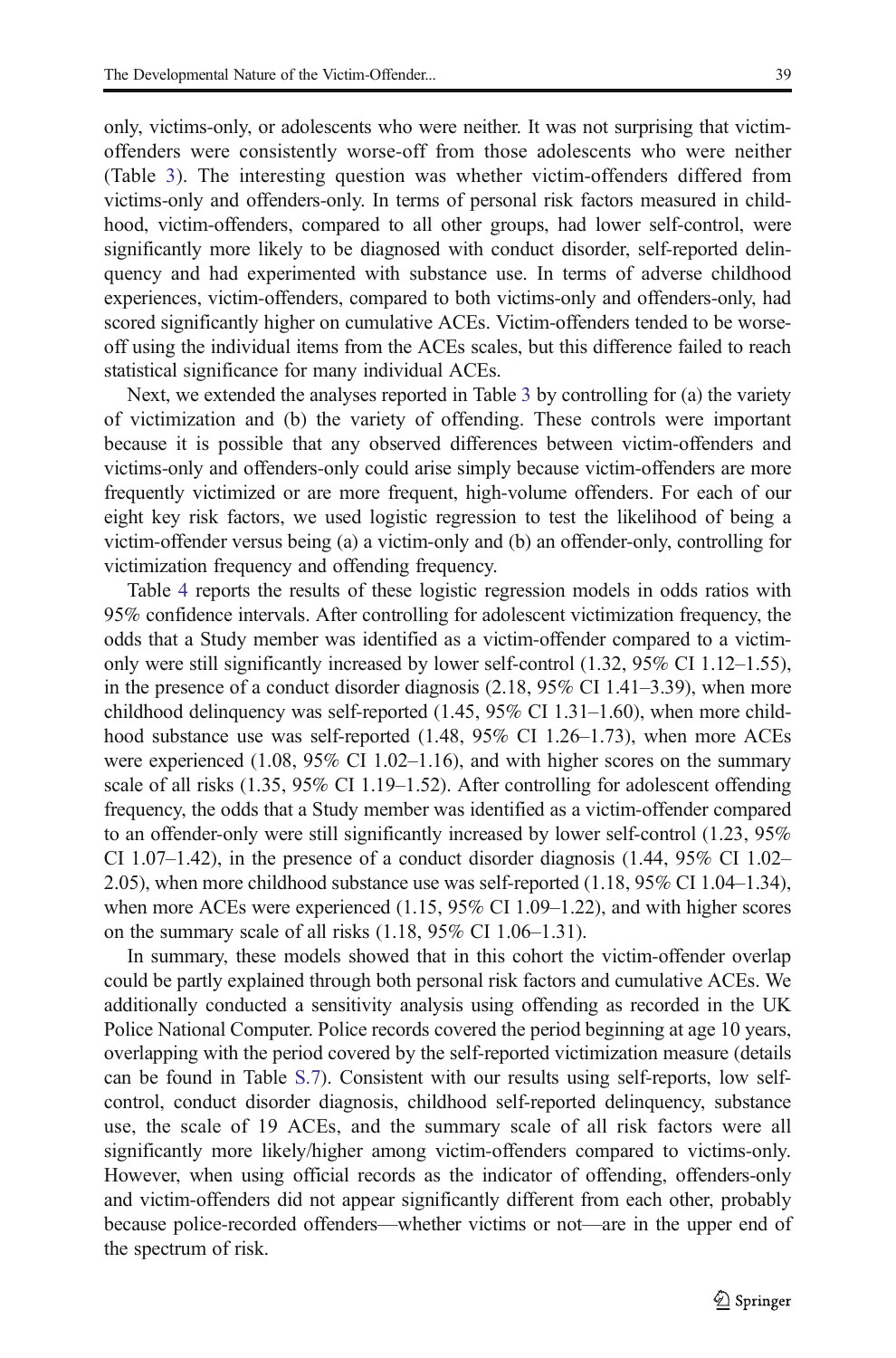only, victims-only, or adolescents who were neither. It was not surprising that victim-offenders were consistently worse-off from those adolescents who were neither (Table 3). The interesting question was whether victim-offenders differed from victims-only and offenders-only. In terms of personal risk factors measured in childhood, victim-offenders, compared to all other groups, had lower self-control, were significantly more likely to be diagnosed with conduct disorder, self-reported delinquency and had experimented with substance use. In terms of adverse childhood experiences, victim-offenders, compared to both victims-only and offenders-only, had scored significantly higher on cumulative ACEs. Victim-offenders tended to be worse-off using the individual items from the ACEs scales, but this difference failed to reach statistical significance for many individual ACEs.

Next, we extended the analyses reported in Table 3 by controlling for (a) the variety of victimization and (b) the variety of offending. These controls were important because it is possible that any observed differences between victim-offenders and victims-only and offenders-only could arise simply because victim-offenders are more frequently victimized or are more frequent, high-volume offenders. For each of our eight key risk factors, we used logistic regression to test the likelihood of being a victim-offender versus being (a) a victim-only and (b) an offender-only, controlling for victimization frequency and offending frequency.

Table 4 reports the results of these logistic regression models in odds ratios with 95% confidence intervals. After controlling for adolescent victimization frequency, the odds that a Study member was identified as a victim-offender compared to a victim-only were still significantly increased by lower self-control (1.32, 95% CI 1.12–1.55), in the presence of a conduct disorder diagnosis (2.18, 95% CI 1.41–3.39), when more childhood delinquency was self-reported (1.45, 95% CI 1.31–1.60), when more childhood substance use was self-reported (1.48, 95% CI 1.26–1.73), when more ACEs were experienced (1.08, 95% CI 1.02–1.16), and with higher scores on the summary scale of all risks (1.35, 95% CI 1.19–1.52). After controlling for adolescent offending frequency, the odds that a Study member was identified as a victim-offender compared to an offender-only were still significantly increased by lower self-control (1.23, 95% CI 1.07–1.42), in the presence of a conduct disorder diagnosis (1.44, 95% CI 1.02–2.05), when more childhood substance use was self-reported (1.18, 95% CI 1.04–1.34), when more ACEs were experienced (1.15, 95% CI 1.09–1.22), and with higher scores on the summary scale of all risks (1.18, 95% CI 1.06–1.31).

In summary, these models showed that in this cohort the victim-offender overlap could be partly explained through both personal risk factors and cumulative ACEs. We additionally conducted a sensitivity analysis using offending as recorded in the UK Police National Computer. Police records covered the period beginning at age 10 years, overlapping with the period covered by the self-reported victimization measure (details can be found in Table S.7). Consistent with our results using self-reports, low self-control, conduct disorder diagnosis, childhood self-reported delinquency, substance use, the scale of 19 ACEs, and the summary scale of all risk factors were all significantly more likely/higher among victim-offenders compared to victims-only. However, when using official records as the indicator of offending, offenders-only and victim-offenders did not appear significantly different from each other, probably because police-recorded offenders—whether victims or not—are in the upper end of the spectrum of risk.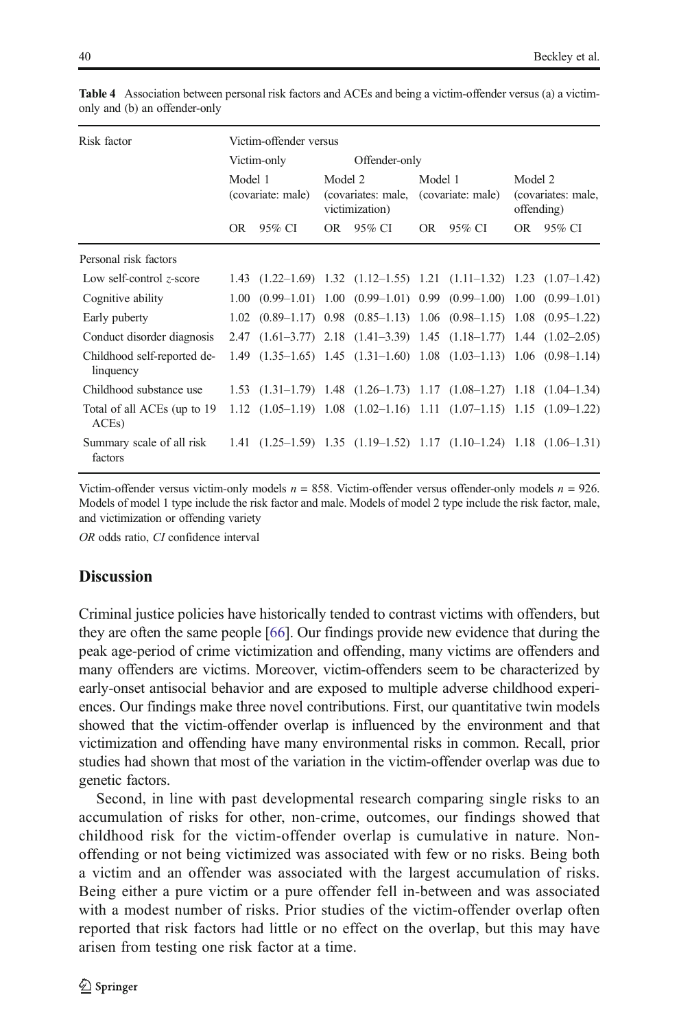**Table 4** Association between personal risk factors and ACEs and being a victim-offender versus (a) a victim-only and (b) an offender-only

| Risk factor | Victim-offender versus | | | | | | | |
|---|---|---|---|---|---|---|---|---|
| | Victim-only | | | | Offender-only | | | |
| | Model 1 (covariate: male) | | Model 2 (covariates: male, victimization) | | Model 1 (covariate: male) | | Model 2 (covariates: male, offending) | |
| | OR | 95% CI | OR | 95% CI | OR | 95% CI | OR | 95% CI |
| Personal risk factors | | | | | | | | |
| Low self-control *z*-score | 1.43 | (1.22–1.69) | 1.32 | (1.12–1.55) | 1.21 | (1.11–1.32) | 1.23 | (1.07–1.42) |
| Cognitive ability | 1.00 | (0.99–1.01) | 1.00 | (0.99–1.01) | 0.99 | (0.99–1.00) | 1.00 | (0.99–1.01) |
| Early puberty | 1.02 | (0.89–1.17) | 0.98 | (0.85–1.13) | 1.06 | (0.98–1.15) | 1.08 | (0.95–1.22) |
| Conduct disorder diagnosis | 2.47 | (1.61–3.77) | 2.18 | (1.41–3.39) | 1.45 | (1.18–1.77) | 1.44 | (1.02–2.05) |
| Childhood self-reported delinquency | 1.49 | (1.35–1.65) | 1.45 | (1.31–1.60) | 1.08 | (1.03–1.13) | 1.06 | (0.98–1.14) |
| Childhood substance use | 1.53 | (1.31–1.79) | 1.48 | (1.26–1.73) | 1.17 | (1.08–1.27) | 1.18 | (1.04–1.34) |
| Total of all ACEs (up to 19 ACEs) | 1.12 | (1.05–1.19) | 1.08 | (1.02–1.16) | 1.11 | (1.07–1.15) | 1.15 | (1.09–1.22) |
| Summary scale of all risk factors | 1.41 | (1.25–1.59) | 1.35 | (1.19–1.52) | 1.17 | (1.10–1.24) | 1.18 | (1.06–1.31) |

Victim-offender versus victim-only models $n = 858$. Victim-offender versus offender-only models $n = 926$. Models of model 1 type include the risk factor and male. Models of model 2 type include the risk factor, male, and victimization or offending variety

*OR* odds ratio, *CI* confidence interval

## Discussion

Criminal justice policies have historically tended to contrast victims with offenders, but they are often the same people [66]. Our findings provide new evidence that during the peak age-period of crime victimization and offending, many victims are offenders and many offenders are victims. Moreover, victim-offenders seem to be characterized by early-onset antisocial behavior and are exposed to multiple adverse childhood experiences. Our findings make three novel contributions. First, our quantitative twin models showed that the victim-offender overlap is influenced by the environment and that victimization and offending have many environmental risks in common. Recall, prior studies had shown that most of the variation in the victim-offender overlap was due to genetic factors.

Second, in line with past developmental research comparing single risks to an accumulation of risks for other, non-crime, outcomes, our findings showed that childhood risk for the victim-offender overlap is cumulative in nature. Non-offending or not being victimized was associated with few or no risks. Being both a victim and an offender was associated with the largest accumulation of risks. Being either a pure victim or a pure offender fell in-between and was associated with a modest number of risks. Prior studies of the victim-offender overlap often reported that risk factors had little or no effect on the overlap, but this may have arisen from testing one risk factor at a time.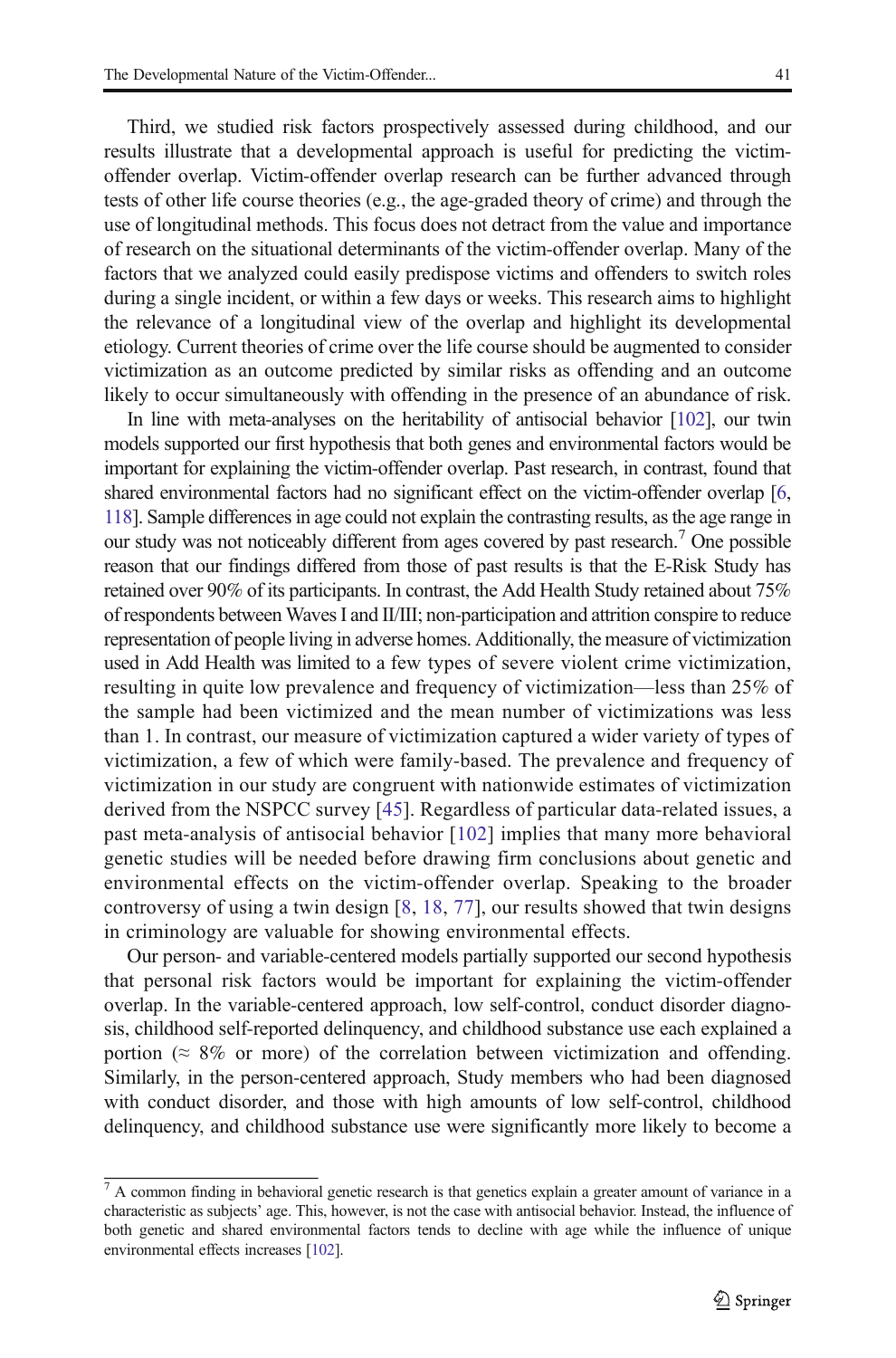Third, we studied risk factors prospectively assessed during childhood, and our results illustrate that a developmental approach is useful for predicting the victim-offender overlap. Victim-offender overlap research can be further advanced through tests of other life course theories (e.g., the age-graded theory of crime) and through the use of longitudinal methods. This focus does not detract from the value and importance of research on the situational determinants of the victim-offender overlap. Many of the factors that we analyzed could easily predispose victims and offenders to switch roles during a single incident, or within a few days or weeks. This research aims to highlight the relevance of a longitudinal view of the overlap and highlight its developmental etiology. Current theories of crime over the life course should be augmented to consider victimization as an outcome predicted by similar risks as offending and an outcome likely to occur simultaneously with offending in the presence of an abundance of risk.

In line with meta-analyses on the heritability of antisocial behavior [102], our twin models supported our first hypothesis that both genes and environmental factors would be important for explaining the victim-offender overlap. Past research, in contrast, found that shared environmental factors had no significant effect on the victim-offender overlap [6, 118]. Sample differences in age could not explain the contrasting results, as the age range in our study was not noticeably different from ages covered by past research.[7] One possible reason that our findings differed from those of past results is that the E-Risk Study has retained over 90% of its participants. In contrast, the Add Health Study retained about 75% of respondents between Waves I and II/III; non-participation and attrition conspire to reduce representation of people living in adverse homes. Additionally, the measure of victimization used in Add Health was limited to a few types of severe violent crime victimization, resulting in quite low prevalence and frequency of victimization—less than 25% of the sample had been victimized and the mean number of victimizations was less than 1. In contrast, our measure of victimization captured a wider variety of types of victimization, a few of which were family-based. The prevalence and frequency of victimization in our study are congruent with nationwide estimates of victimization derived from the NSPCC survey [45]. Regardless of particular data-related issues, a past meta-analysis of antisocial behavior [102] implies that many more behavioral genetic studies will be needed before drawing firm conclusions about genetic and environmental effects on the victim-offender overlap. Speaking to the broader controversy of using a twin design [8, 18, 77], our results showed that twin designs in criminology are valuable for showing environmental effects.

Our person- and variable-centered models partially supported our second hypothesis that personal risk factors would be important for explaining the victim-offender overlap. In the variable-centered approach, low self-control, conduct disorder diagnosis, childhood self-reported delinquency, and childhood substance use each explained a portion ($\approx$ 8% or more) of the correlation between victimization and offending. Similarly, in the person-centered approach, Study members who had been diagnosed with conduct disorder, and those with high amounts of low self-control, childhood delinquency, and childhood substance use were significantly more likely to become a

[7] A common finding in behavioral genetic research is that genetics explain a greater amount of variance in a characteristic as subjects' age. This, however, is not the case with antisocial behavior. Instead, the influence of both genetic and shared environmental factors tends to decline with age while the influence of unique environmental effects increases [102].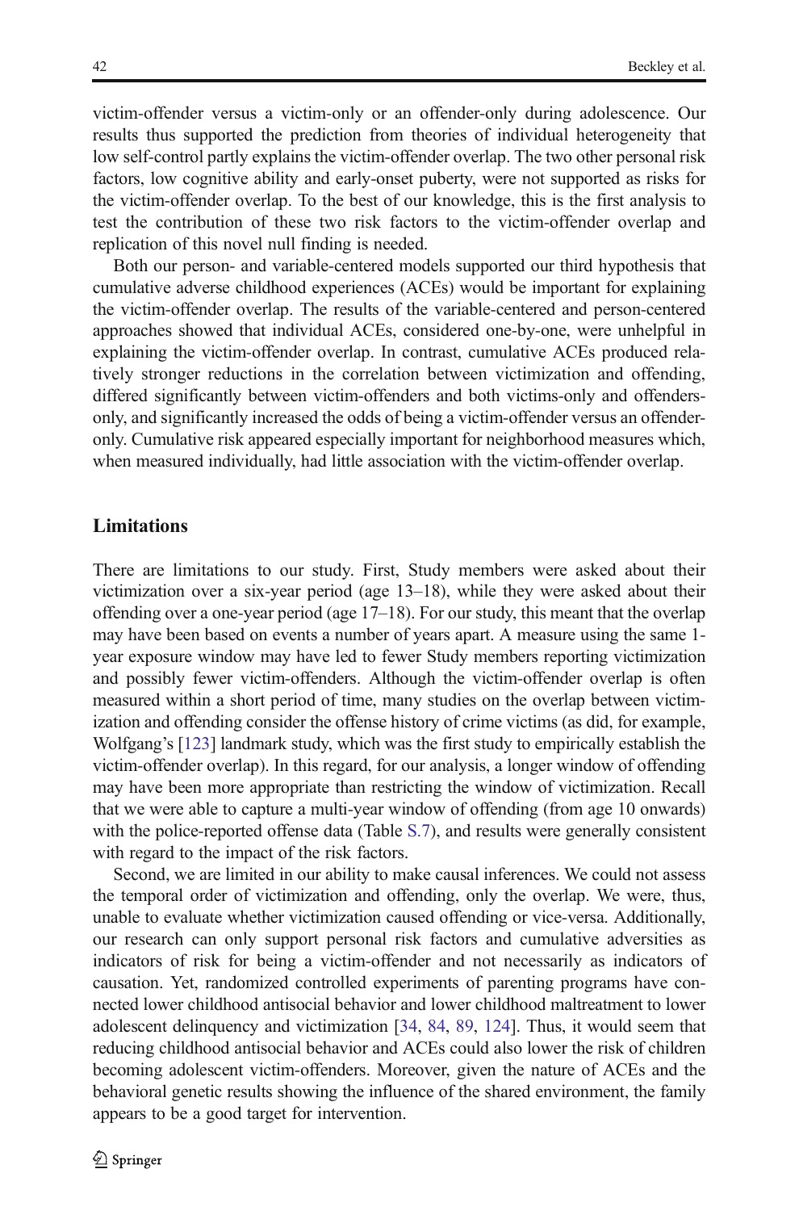victim-offender versus a victim-only or an offender-only during adolescence. Our results thus supported the prediction from theories of individual heterogeneity that low self-control partly explains the victim-offender overlap. The two other personal risk factors, low cognitive ability and early-onset puberty, were not supported as risks for the victim-offender overlap. To the best of our knowledge, this is the first analysis to test the contribution of these two risk factors to the victim-offender overlap and replication of this novel null finding is needed.

Both our person- and variable-centered models supported our third hypothesis that cumulative adverse childhood experiences (ACEs) would be important for explaining the victim-offender overlap. The results of the variable-centered and person-centered approaches showed that individual ACEs, considered one-by-one, were unhelpful in explaining the victim-offender overlap. In contrast, cumulative ACEs produced relatively stronger reductions in the correlation between victimization and offending, differed significantly between victim-offenders and both victims-only and offenders-only, and significantly increased the odds of being a victim-offender versus an offender-only. Cumulative risk appeared especially important for neighborhood measures which, when measured individually, had little association with the victim-offender overlap.

## Limitations

There are limitations to our study. First, Study members were asked about their victimization over a six-year period (age 13–18), while they were asked about their offending over a one-year period (age 17–18). For our study, this meant that the overlap may have been based on events a number of years apart. A measure using the same 1-year exposure window may have led to fewer Study members reporting victimization and possibly fewer victim-offenders. Although the victim-offender overlap is often measured within a short period of time, many studies on the overlap between victimization and offending consider the offense history of crime victims (as did, for example, Wolfgang's [123] landmark study, which was the first study to empirically establish the victim-offender overlap). In this regard, for our analysis, a longer window of offending may have been more appropriate than restricting the window of victimization. Recall that we were able to capture a multi-year window of offending (from age 10 onwards) with the police-reported offense data (Table S.7), and results were generally consistent with regard to the impact of the risk factors.

Second, we are limited in our ability to make causal inferences. We could not assess the temporal order of victimization and offending, only the overlap. We were, thus, unable to evaluate whether victimization caused offending or vice-versa. Additionally, our research can only support personal risk factors and cumulative adversities as indicators of risk for being a victim-offender and not necessarily as indicators of causation. Yet, randomized controlled experiments of parenting programs have connected lower childhood antisocial behavior and lower childhood maltreatment to lower adolescent delinquency and victimization [34, 84, 89, 124]. Thus, it would seem that reducing childhood antisocial behavior and ACEs could also lower the risk of children becoming adolescent victim-offenders. Moreover, given the nature of ACEs and the behavioral genetic results showing the influence of the shared environment, the family appears to be a good target for intervention.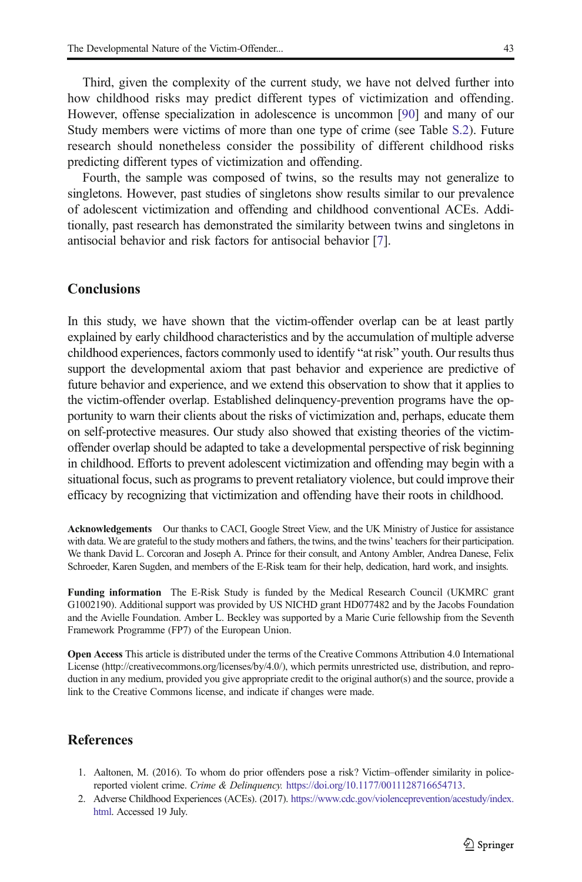Third, given the complexity of the current study, we have not delved further into how childhood risks may predict different types of victimization and offending. However, offense specialization in adolescence is uncommon [90] and many of our Study members were victims of more than one type of crime (see Table S.2). Future research should nonetheless consider the possibility of different childhood risks predicting different types of victimization and offending.

Fourth, the sample was composed of twins, so the results may not generalize to singletons. However, past studies of singletons show results similar to our prevalence of adolescent victimization and offending and childhood conventional ACEs. Additionally, past research has demonstrated the similarity between twins and singletons in antisocial behavior and risk factors for antisocial behavior [7].

## Conclusions

In this study, we have shown that the victim-offender overlap can be at least partly explained by early childhood characteristics and by the accumulation of multiple adverse childhood experiences, factors commonly used to identify "at risk" youth. Our results thus support the developmental axiom that past behavior and experience are predictive of future behavior and experience, and we extend this observation to show that it applies to the victim-offender overlap. Established delinquency-prevention programs have the opportunity to warn their clients about the risks of victimization and, perhaps, educate them on self-protective measures. Our study also showed that existing theories of the victim-offender overlap should be adapted to take a developmental perspective of risk beginning in childhood. Efforts to prevent adolescent victimization and offending may begin with a situational focus, such as programs to prevent retaliatory violence, but could improve their efficacy by recognizing that victimization and offending have their roots in childhood.

**Acknowledgements** Our thanks to CACI, Google Street View, and the UK Ministry of Justice for assistance with data. We are grateful to the study mothers and fathers, the twins, and the twins' teachers for their participation. We thank David L. Corcoran and Joseph A. Prince for their consult, and Antony Ambler, Andrea Danese, Felix Schroeder, Karen Sugden, and members of the E-Risk team for their help, dedication, hard work, and insights.

**Funding information** The E-Risk Study is funded by the Medical Research Council (UKMRC grant G1002190). Additional support was provided by US NICHD grant HD077482 and by the Jacobs Foundation and the Avielle Foundation. Amber L. Beckley was supported by a Marie Curie fellowship from the Seventh Framework Programme (FP7) of the European Union.

**Open Access** This article is distributed under the terms of the Creative Commons Attribution 4.0 International License (http://creativecommons.org/licenses/by/4.0/), which permits unrestricted use, distribution, and reproduction in any medium, provided you give appropriate credit to the original author(s) and the source, provide a link to the Creative Commons license, and indicate if changes were made.

## References

1. Aaltonen, M. (2016). To whom do prior offenders pose a risk? Victim–offender similarity in police-reported violent crime. *Crime & Delinquency.* https://doi.org/10.1177/0011128716654713.
2. Adverse Childhood Experiences (ACEs). (2017). https://www.cdc.gov/violenceprevention/acestudy/index.html. Accessed 19 July.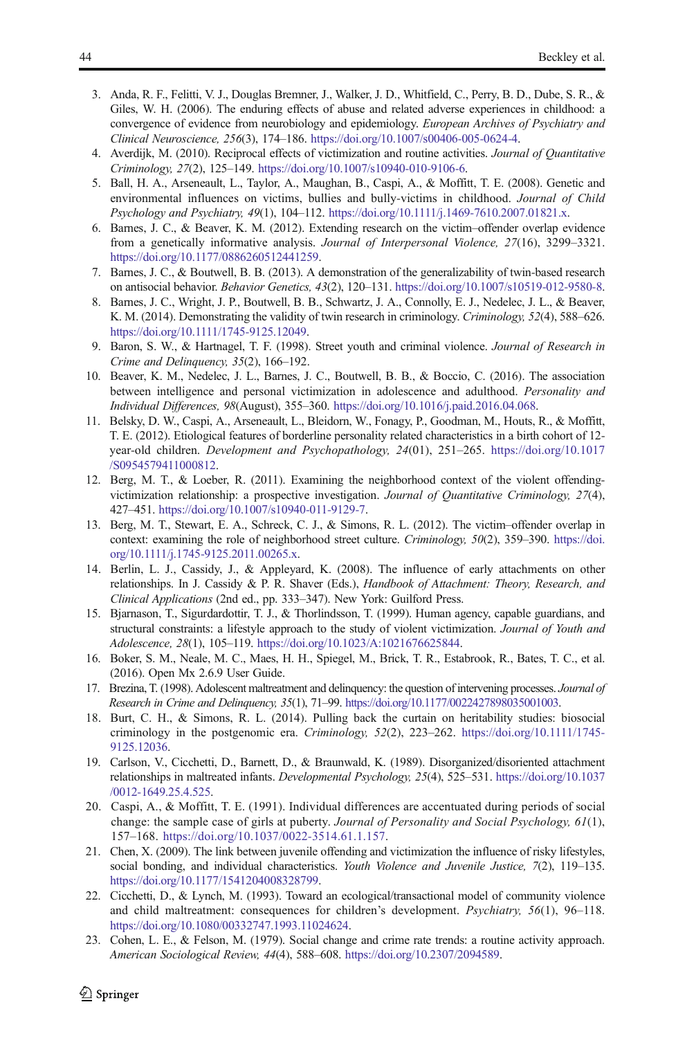3. Anda, R. F., Felitti, V. J., Douglas Bremner, J., Walker, J. D., Whitfield, C., Perry, B. D., Dube, S. R., & Giles, W. H. (2006). The enduring effects of abuse and related adverse experiences in childhood: a convergence of evidence from neurobiology and epidemiology. *European Archives of Psychiatry and Clinical Neuroscience, 256*(3), 174–186. https://doi.org/10.1007/s00406-005-0624-4.
4. Averdijk, M. (2010). Reciprocal effects of victimization and routine activities. *Journal of Quantitative Criminology, 27*(2), 125–149. https://doi.org/10.1007/s10940-010-9106-6.
5. Ball, H. A., Arseneault, L., Taylor, A., Maughan, B., Caspi, A., & Moffitt, T. E. (2008). Genetic and environmental influences on victims, bullies and bully-victims in childhood. *Journal of Child Psychology and Psychiatry, 49*(1), 104–112. https://doi.org/10.1111/j.1469-7610.2007.01821.x.
6. Barnes, J. C., & Beaver, K. M. (2012). Extending research on the victim–offender overlap evidence from a genetically informative analysis. *Journal of Interpersonal Violence, 27*(16), 3299–3321. https://doi.org/10.1177/0886260512441259.
7. Barnes, J. C., & Boutwell, B. B. (2013). A demonstration of the generalizability of twin-based research on antisocial behavior. *Behavior Genetics, 43*(2), 120–131. https://doi.org/10.1007/s10519-012-9580-8.
8. Barnes, J. C., Wright, J. P., Boutwell, B. B., Schwartz, J. A., Connolly, E. J., Nedelec, J. L., & Beaver, K. M. (2014). Demonstrating the validity of twin research in criminology. *Criminology, 52*(4), 588–626. https://doi.org/10.1111/1745-9125.12049.
9. Baron, S. W., & Hartnagel, T. F. (1998). Street youth and criminal violence. *Journal of Research in Crime and Delinquency, 35*(2), 166–192.
10. Beaver, K. M., Nedelec, J. L., Barnes, J. C., Boutwell, B. B., & Boccio, C. (2016). The association between intelligence and personal victimization in adolescence and adulthood. *Personality and Individual Differences, 98*(August), 355–360. https://doi.org/10.1016/j.paid.2016.04.068.
11. Belsky, D. W., Caspi, A., Arseneault, L., Bleidorn, W., Fonagy, P., Goodman, M., Houts, R., & Moffitt, T. E. (2012). Etiological features of borderline personality related characteristics in a birth cohort of 12-year-old children. *Development and Psychopathology, 24*(01), 251–265. https://doi.org/10.1017/S0954579411000812.
12. Berg, M. T., & Loeber, R. (2011). Examining the neighborhood context of the violent offending-victimization relationship: a prospective investigation. *Journal of Quantitative Criminology, 27*(4), 427–451. https://doi.org/10.1007/s10940-011-9129-7.
13. Berg, M. T., Stewart, E. A., Schreck, C. J., & Simons, R. L. (2012). The victim–offender overlap in context: examining the role of neighborhood street culture. *Criminology, 50*(2), 359–390. https://doi.org/10.1111/j.1745-9125.2011.00265.x.
14. Berlin, L. J., Cassidy, J., & Appleyard, K. (2008). The influence of early attachments on other relationships. In J. Cassidy & P. R. Shaver (Eds.), *Handbook of Attachment: Theory, Research, and Clinical Applications* (2nd ed., pp. 333–347). New York: Guilford Press.
15. Bjarnason, T., Sigurdardottir, T. J., & Thorlindsson, T. (1999). Human agency, capable guardians, and structural constraints: a lifestyle approach to the study of violent victimization. *Journal of Youth and Adolescence, 28*(1), 105–119. https://doi.org/10.1023/A:1021676625844.
16. Boker, S. M., Neale, M. C., Maes, H. H., Spiegel, M., Brick, T. R., Estabrook, R., Bates, T. C., et al. (2016). Open Mx 2.6.9 User Guide.
17. Brezina, T. (1998). Adolescent maltreatment and delinquency: the question of intervening processes. *Journal of Research in Crime and Delinquency, 35*(1), 71–99. https://doi.org/10.1177/0022427898035001003.
18. Burt, C. H., & Simons, R. L. (2014). Pulling back the curtain on heritability studies: biosocial criminology in the postgenomic era. *Criminology, 52*(2), 223–262. https://doi.org/10.1111/1745-9125.12036.
19. Carlson, V., Cicchetti, D., Barnett, D., & Braunwald, K. (1989). Disorganized/disoriented attachment relationships in maltreated infants. *Developmental Psychology, 25*(4), 525–531. https://doi.org/10.1037/0012-1649.25.4.525.
20. Caspi, A., & Moffitt, T. E. (1991). Individual differences are accentuated during periods of social change: the sample case of girls at puberty. *Journal of Personality and Social Psychology, 61*(1), 157–168. https://doi.org/10.1037/0022-3514.61.1.157.
21. Chen, X. (2009). The link between juvenile offending and victimization the influence of risky lifestyles, social bonding, and individual characteristics. *Youth Violence and Juvenile Justice, 7*(2), 119–135. https://doi.org/10.1177/1541204008328799.
22. Cicchetti, D., & Lynch, M. (1993). Toward an ecological/transactional model of community violence and child maltreatment: consequences for children's development. *Psychiatry, 56*(1), 96–118. https://doi.org/10.1080/00332747.1993.11024624.
23. Cohen, L. E., & Felson, M. (1979). Social change and crime rate trends: a routine activity approach. *American Sociological Review, 44*(4), 588–608. https://doi.org/10.2307/2094589.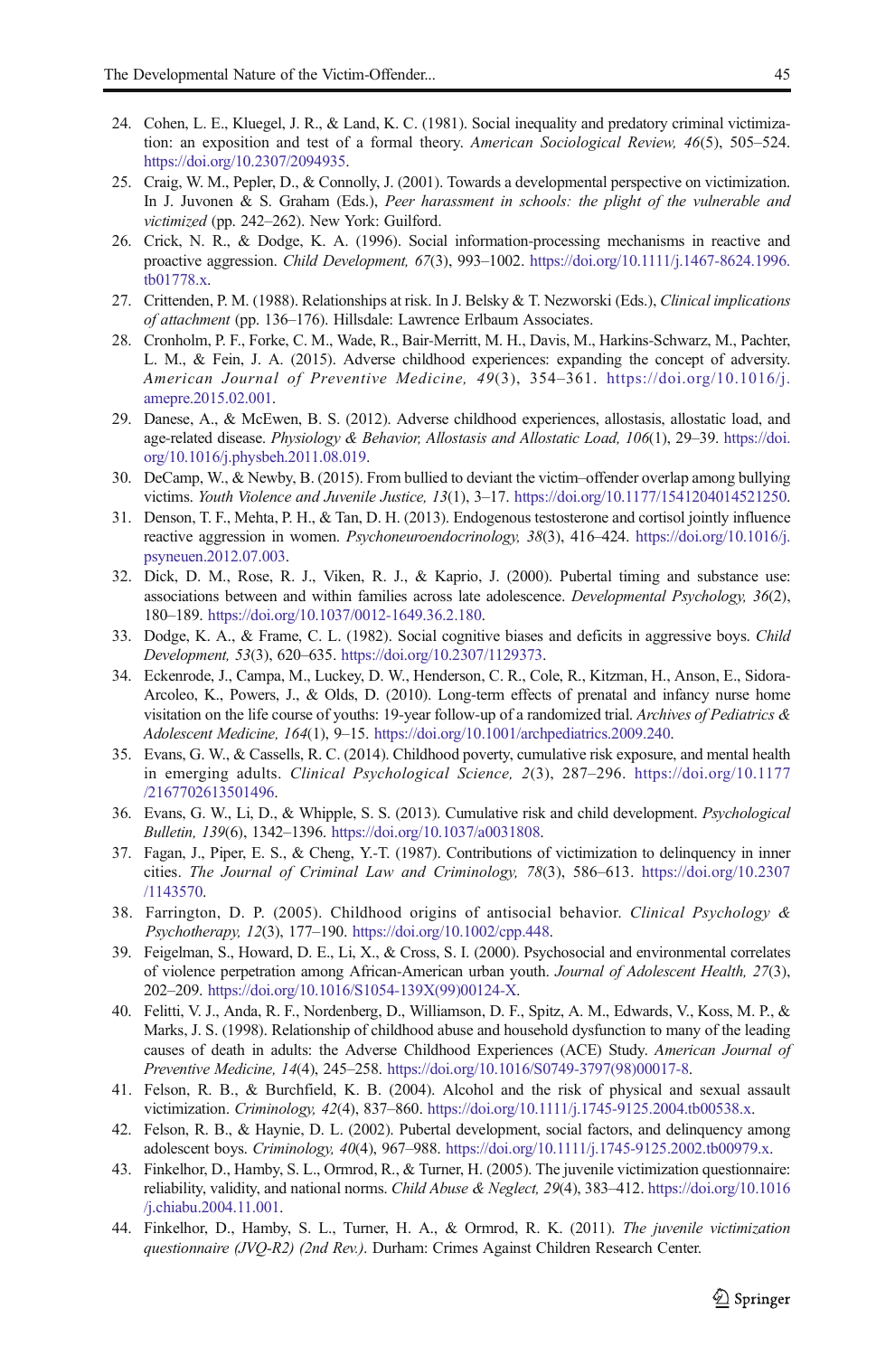24. Cohen, L. E., Kluegel, J. R., & Land, K. C. (1981). Social inequality and predatory criminal victimization: an exposition and test of a formal theory. *American Sociological Review, 46*(5), 505–524. https://doi.org/10.2307/2094935.
25. Craig, W. M., Pepler, D., & Connolly, J. (2001). Towards a developmental perspective on victimization. In J. Juvonen & S. Graham (Eds.), *Peer harassment in schools: the plight of the vulnerable and victimized* (pp. 242–262). New York: Guilford.
26. Crick, N. R., & Dodge, K. A. (1996). Social information-processing mechanisms in reactive and proactive aggression. *Child Development, 67*(3), 993–1002. https://doi.org/10.1111/j.1467-8624.1996.tb01778.x.
27. Crittenden, P. M. (1988). Relationships at risk. In J. Belsky & T. Nezworski (Eds.), *Clinical implications of attachment* (pp. 136–176). Hillsdale: Lawrence Erlbaum Associates.
28. Cronholm, P. F., Forke, C. M., Wade, R., Bair-Merritt, M. H., Davis, M., Harkins-Schwarz, M., Pachter, L. M., & Fein, J. A. (2015). Adverse childhood experiences: expanding the concept of adversity. *American Journal of Preventive Medicine, 49*(3), 354–361. https://doi.org/10.1016/j.amepre.2015.02.001.
29. Danese, A., & McEwen, B. S. (2012). Adverse childhood experiences, allostasis, allostatic load, and age-related disease. *Physiology & Behavior, Allostasis and Allostatic Load, 106*(1), 29–39. https://doi.org/10.1016/j.physbeh.2011.08.019.
30. DeCamp, W., & Newby, B. (2015). From bullied to deviant the victim–offender overlap among bullying victims. *Youth Violence and Juvenile Justice, 13*(1), 3–17. https://doi.org/10.1177/1541204014521250.
31. Denson, T. F., Mehta, P. H., & Tan, D. H. (2013). Endogenous testosterone and cortisol jointly influence reactive aggression in women. *Psychoneuroendocrinology, 38*(3), 416–424. https://doi.org/10.1016/j.psyneuen.2012.07.003.
32. Dick, D. M., Rose, R. J., Viken, R. J., & Kaprio, J. (2000). Pubertal timing and substance use: associations between and within families across late adolescence. *Developmental Psychology, 36*(2), 180–189. https://doi.org/10.1037/0012-1649.36.2.180.
33. Dodge, K. A., & Frame, C. L. (1982). Social cognitive biases and deficits in aggressive boys. *Child Development, 53*(3), 620–635. https://doi.org/10.2307/1129373.
34. Eckenrode, J., Campa, M., Luckey, D. W., Henderson, C. R., Cole, R., Kitzman, H., Anson, E., Sidora-Arcoleo, K., Powers, J., & Olds, D. (2010). Long-term effects of prenatal and infancy nurse home visitation on the life course of youths: 19-year follow-up of a randomized trial. *Archives of Pediatrics & Adolescent Medicine, 164*(1), 9–15. https://doi.org/10.1001/archpediatrics.2009.240.
35. Evans, G. W., & Cassells, R. C. (2014). Childhood poverty, cumulative risk exposure, and mental health in emerging adults. *Clinical Psychological Science, 2*(3), 287–296. https://doi.org/10.1177/2167702613501496.
36. Evans, G. W., Li, D., & Whipple, S. S. (2013). Cumulative risk and child development. *Psychological Bulletin, 139*(6), 1342–1396. https://doi.org/10.1037/a0031808.
37. Fagan, J., Piper, E. S., & Cheng, Y.-T. (1987). Contributions of victimization to delinquency in inner cities. *The Journal of Criminal Law and Criminology, 78*(3), 586–613. https://doi.org/10.2307/1143570.
38. Farrington, D. P. (2005). Childhood origins of antisocial behavior. *Clinical Psychology & Psychotherapy, 12*(3), 177–190. https://doi.org/10.1002/cpp.448.
39. Feigelman, S., Howard, D. E., Li, X., & Cross, S. I. (2000). Psychosocial and environmental correlates of violence perpetration among African-American urban youth. *Journal of Adolescent Health, 27*(3), 202–209. https://doi.org/10.1016/S1054-139X(99)00124-X.
40. Felitti, V. J., Anda, R. F., Nordenberg, D., Williamson, D. F., Spitz, A. M., Edwards, V., Koss, M. P., & Marks, J. S. (1998). Relationship of childhood abuse and household dysfunction to many of the leading causes of death in adults: the Adverse Childhood Experiences (ACE) Study. *American Journal of Preventive Medicine, 14*(4), 245–258. https://doi.org/10.1016/S0749-3797(98)00017-8.
41. Felson, R. B., & Burchfield, K. B. (2004). Alcohol and the risk of physical and sexual assault victimization. *Criminology, 42*(4), 837–860. https://doi.org/10.1111/j.1745-9125.2004.tb00538.x.
42. Felson, R. B., & Haynie, D. L. (2002). Pubertal development, social factors, and delinquency among adolescent boys. *Criminology, 40*(4), 967–988. https://doi.org/10.1111/j.1745-9125.2002.tb00979.x.
43. Finkelhor, D., Hamby, S. L., Ormrod, R., & Turner, H. (2005). The juvenile victimization questionnaire: reliability, validity, and national norms. *Child Abuse & Neglect, 29*(4), 383–412. https://doi.org/10.1016/j.chiabu.2004.11.001.
44. Finkelhor, D., Hamby, S. L., Turner, H. A., & Ormrod, R. K. (2011). *The juvenile victimization questionnaire (JVQ-R2) (2nd Rev.)*. Durham: Crimes Against Children Research Center.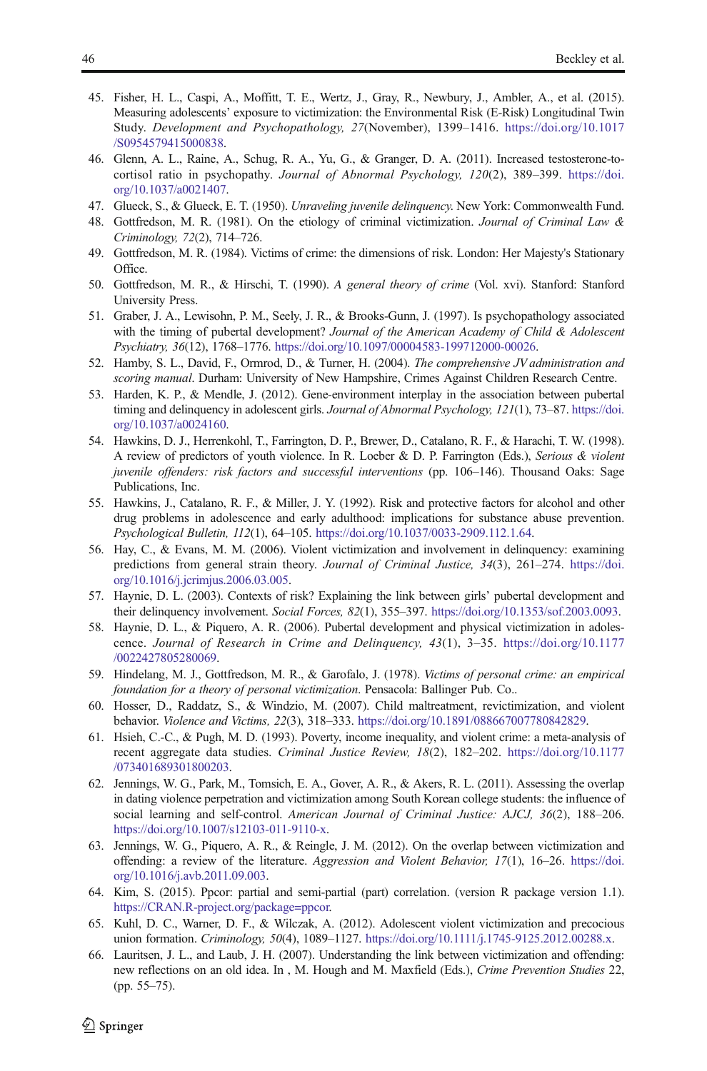45. Fisher, H. L., Caspi, A., Moffitt, T. E., Wertz, J., Gray, R., Newbury, J., Ambler, A., et al. (2015). Measuring adolescents' exposure to victimization: the Environmental Risk (E-Risk) Longitudinal Twin Study. *Development and Psychopathology, 27*(November), 1399–1416. https://doi.org/10.1017/S0954579415000838.
46. Glenn, A. L., Raine, A., Schug, R. A., Yu, G., & Granger, D. A. (2011). Increased testosterone-to-cortisol ratio in psychopathy. *Journal of Abnormal Psychology, 120*(2), 389–399. https://doi.org/10.1037/a0021407.
47. Glueck, S., & Glueck, E. T. (1950). *Unraveling juvenile delinquency.* New York: Commonwealth Fund.
48. Gottfredson, M. R. (1981). On the etiology of criminal victimization. *Journal of Criminal Law & Criminology, 72*(2), 714–726.
49. Gottfredson, M. R. (1984). Victims of crime: the dimensions of risk. London: Her Majesty's Stationary Office.
50. Gottfredson, M. R., & Hirschi, T. (1990). *A general theory of crime* (Vol. xvi). Stanford: Stanford University Press.
51. Graber, J. A., Lewisohn, P. M., Seely, J. R., & Brooks-Gunn, J. (1997). Is psychopathology associated with the timing of pubertal development? *Journal of the American Academy of Child & Adolescent Psychiatry, 36*(12), 1768–1776. https://doi.org/10.1097/00004583-199712000-00026.
52. Hamby, S. L., David, F., Ormrod, D., & Turner, H. (2004). *The comprehensive JV administration and scoring manual*. Durham: University of New Hampshire, Crimes Against Children Research Centre.
53. Harden, K. P., & Mendle, J. (2012). Gene-environment interplay in the association between pubertal timing and delinquency in adolescent girls. *Journal of Abnormal Psychology, 121*(1), 73–87. https://doi.org/10.1037/a0024160.
54. Hawkins, D. J., Herrenkohl, T., Farrington, D. P., Brewer, D., Catalano, R. F., & Harachi, T. W. (1998). A review of predictors of youth violence. In R. Loeber & D. P. Farrington (Eds.), *Serious & violent juvenile offenders: risk factors and successful interventions* (pp. 106–146). Thousand Oaks: Sage Publications, Inc.
55. Hawkins, J., Catalano, R. F., & Miller, J. Y. (1992). Risk and protective factors for alcohol and other drug problems in adolescence and early adulthood: implications for substance abuse prevention. *Psychological Bulletin, 112*(1), 64–105. https://doi.org/10.1037/0033-2909.112.1.64.
56. Hay, C., & Evans, M. M. (2006). Violent victimization and involvement in delinquency: examining predictions from general strain theory. *Journal of Criminal Justice, 34*(3), 261–274. https://doi.org/10.1016/j.jcrimjus.2006.03.005.
57. Haynie, D. L. (2003). Contexts of risk? Explaining the link between girls' pubertal development and their delinquency involvement. *Social Forces, 82*(1), 355–397. https://doi.org/10.1353/sof.2003.0093.
58. Haynie, D. L., & Piquero, A. R. (2006). Pubertal development and physical victimization in adolescence. *Journal of Research in Crime and Delinquency, 43*(1), 3–35. https://doi.org/10.1177/0022427805280069.
59. Hindelang, M. J., Gottfredson, M. R., & Garofalo, J. (1978). *Victims of personal crime: an empirical foundation for a theory of personal victimization*. Pensacola: Ballinger Pub. Co..
60. Hosser, D., Raddatz, S., & Windzio, M. (2007). Child maltreatment, revictimization, and violent behavior. *Violence and Victims, 22*(3), 318–333. https://doi.org/10.1891/088667007780842829.
61. Hsieh, C.-C., & Pugh, M. D. (1993). Poverty, income inequality, and violent crime: a meta-analysis of recent aggregate data studies. *Criminal Justice Review, 18*(2), 182–202. https://doi.org/10.1177/073401689301800203.
62. Jennings, W. G., Park, M., Tomsich, E. A., Gover, A. R., & Akers, R. L. (2011). Assessing the overlap in dating violence perpetration and victimization among South Korean college students: the influence of social learning and self-control. *American Journal of Criminal Justice: AJCJ, 36*(2), 188–206. https://doi.org/10.1007/s12103-011-9110-x.
63. Jennings, W. G., Piquero, A. R., & Reingle, J. M. (2012). On the overlap between victimization and offending: a review of the literature. *Aggression and Violent Behavior, 17*(1), 16–26. https://doi.org/10.1016/j.avb.2011.09.003.
64. Kim, S. (2015). Ppcor: partial and semi-partial (part) correlation. (version R package version 1.1). https://CRAN.R-project.org/package=ppcor.
65. Kuhl, D. C., Warner, D. F., & Wilczak, A. (2012). Adolescent violent victimization and precocious union formation. *Criminology, 50*(4), 1089–1127. https://doi.org/10.1111/j.1745-9125.2012.00288.x.
66. Lauritsen, J. L., and Laub, J. H. (2007). Understanding the link between victimization and offending: new reflections on an old idea. In , M. Hough and M. Maxfield (Eds.), *Crime Prevention Studies* 22, (pp. 55–75).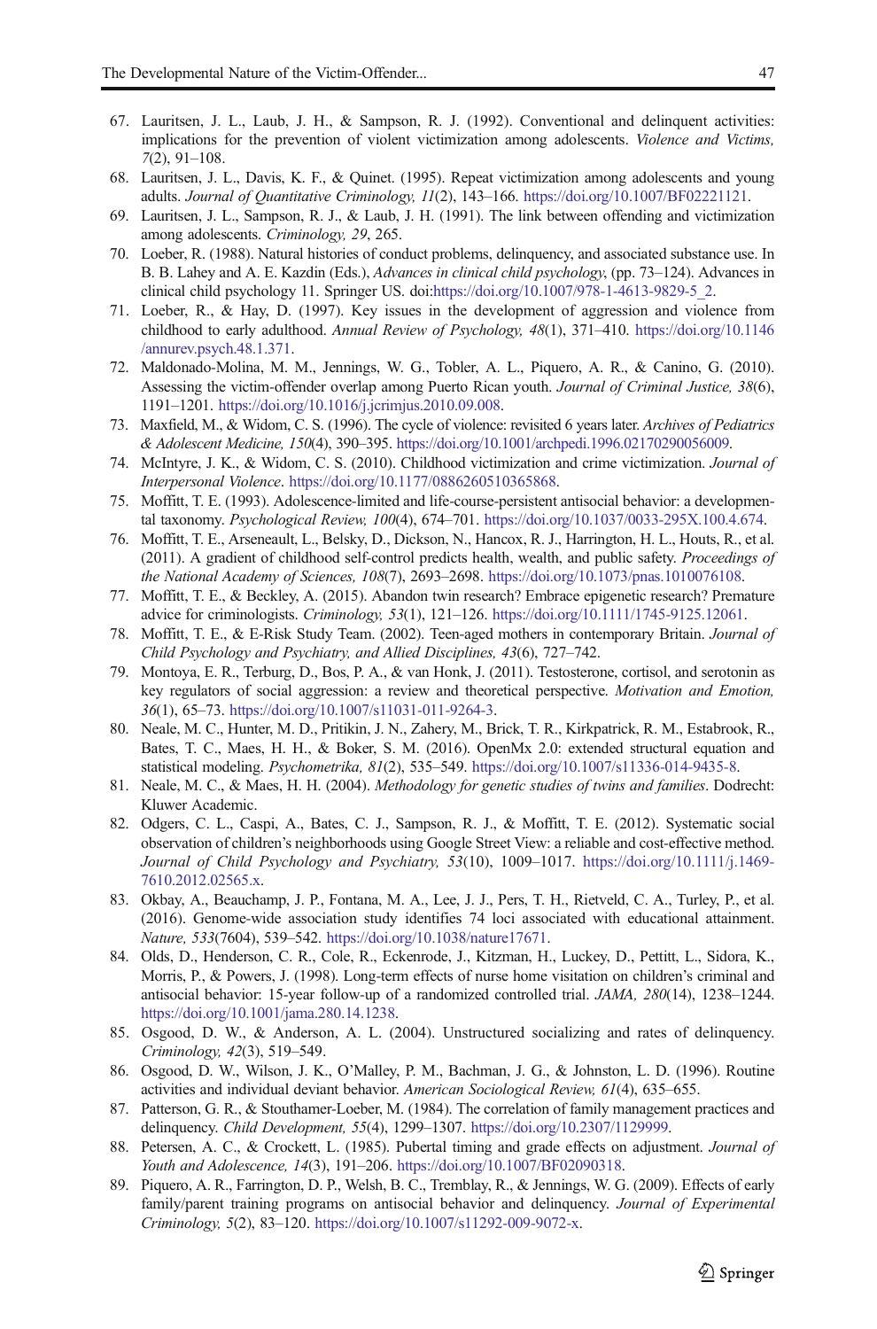67. Lauritsen, J. L., Laub, J. H., & Sampson, R. J. (1992). Conventional and delinquent activities: implications for the prevention of violent victimization among adolescents. *Violence and Victims, 7*(2), 91–108.
68. Lauritsen, J. L., Davis, K. F., & Quinet. (1995). Repeat victimization among adolescents and young adults. *Journal of Quantitative Criminology, 11*(2), 143–166. https://doi.org/10.1007/BF02221121.
69. Lauritsen, J. L., Sampson, R. J., & Laub, J. H. (1991). The link between offending and victimization among adolescents. *Criminology, 29*, 265.
70. Loeber, R. (1988). Natural histories of conduct problems, delinquency, and associated substance use. In B. B. Lahey and A. E. Kazdin (Eds.), *Advances in clinical child psychology*, (pp. 73–124). Advances in clinical child psychology 11. Springer US. doi:https://doi.org/10.1007/978-1-4613-9829-5_2.
71. Loeber, R., & Hay, D. (1997). Key issues in the development of aggression and violence from childhood to early adulthood. *Annual Review of Psychology, 48*(1), 371–410. https://doi.org/10.1146/annurev.psych.48.1.371.
72. Maldonado-Molina, M. M., Jennings, W. G., Tobler, A. L., Piquero, A. R., & Canino, G. (2010). Assessing the victim-offender overlap among Puerto Rican youth. *Journal of Criminal Justice, 38*(6), 1191–1201. https://doi.org/10.1016/j.jcrimjus.2010.09.008.
73. Maxfield, M., & Widom, C. S. (1996). The cycle of violence: revisited 6 years later. *Archives of Pediatrics & Adolescent Medicine, 150*(4), 390–395. https://doi.org/10.1001/archpedi.1996.02170290056009.
74. McIntyre, J. K., & Widom, C. S. (2010). Childhood victimization and crime victimization. *Journal of Interpersonal Violence*. https://doi.org/10.1177/0886260510365868.
75. Moffitt, T. E. (1993). Adolescence-limited and life-course-persistent antisocial behavior: a developmental taxonomy. *Psychological Review, 100*(4), 674–701. https://doi.org/10.1037/0033-295X.100.4.674.
76. Moffitt, T. E., Arseneault, L., Belsky, D., Dickson, N., Hancox, R. J., Harrington, H. L., Houts, R., et al. (2011). A gradient of childhood self-control predicts health, wealth, and public safety. *Proceedings of the National Academy of Sciences, 108*(7), 2693–2698. https://doi.org/10.1073/pnas.1010076108.
77. Moffitt, T. E., & Beckley, A. (2015). Abandon twin research? Embrace epigenetic research? Premature advice for criminologists. *Criminology, 53*(1), 121–126. https://doi.org/10.1111/1745-9125.12061.
78. Moffitt, T. E., & E-Risk Study Team. (2002). Teen-aged mothers in contemporary Britain. *Journal of Child Psychology and Psychiatry, and Allied Disciplines, 43*(6), 727–742.
79. Montoya, E. R., Terburg, D., Bos, P. A., & van Honk, J. (2011). Testosterone, cortisol, and serotonin as key regulators of social aggression: a review and theoretical perspective. *Motivation and Emotion, 36*(1), 65–73. https://doi.org/10.1007/s11031-011-9264-3.
80. Neale, M. C., Hunter, M. D., Pritikin, J. N., Zahery, M., Brick, T. R., Kirkpatrick, R. M., Estabrook, R., Bates, T. C., Maes, H. H., & Boker, S. M. (2016). OpenMx 2.0: extended structural equation and statistical modeling. *Psychometrika, 81*(2), 535–549. https://doi.org/10.1007/s11336-014-9435-8.
81. Neale, M. C., & Maes, H. H. (2004). *Methodology for genetic studies of twins and families*. Dodrecht: Kluwer Academic.
82. Odgers, C. L., Caspi, A., Bates, C. J., Sampson, R. J., & Moffitt, T. E. (2012). Systematic social observation of children's neighborhoods using Google Street View: a reliable and cost-effective method. *Journal of Child Psychology and Psychiatry, 53*(10), 1009–1017. https://doi.org/10.1111/j.1469-7610.2012.02565.x.
83. Okbay, A., Beauchamp, J. P., Fontana, M. A., Lee, J. J., Pers, T. H., Rietveld, C. A., Turley, P., et al. (2016). Genome-wide association study identifies 74 loci associated with educational attainment. *Nature, 533*(7604), 539–542. https://doi.org/10.1038/nature17671.
84. Olds, D., Henderson, C. R., Cole, R., Eckenrode, J., Kitzman, H., Luckey, D., Pettitt, L., Sidora, K., Morris, P., & Powers, J. (1998). Long-term effects of nurse home visitation on children's criminal and antisocial behavior: 15-year follow-up of a randomized controlled trial. *JAMA, 280*(14), 1238–1244. https://doi.org/10.1001/jama.280.14.1238.
85. Osgood, D. W., & Anderson, A. L. (2004). Unstructured socializing and rates of delinquency. *Criminology, 42*(3), 519–549.
86. Osgood, D. W., Wilson, J. K., O'Malley, P. M., Bachman, J. G., & Johnston, L. D. (1996). Routine activities and individual deviant behavior. *American Sociological Review, 61*(4), 635–655.
87. Patterson, G. R., & Stouthamer-Loeber, M. (1984). The correlation of family management practices and delinquency. *Child Development, 55*(4), 1299–1307. https://doi.org/10.2307/1129999.
88. Petersen, A. C., & Crockett, L. (1985). Pubertal timing and grade effects on adjustment. *Journal of Youth and Adolescence, 14*(3), 191–206. https://doi.org/10.1007/BF02090318.
89. Piquero, A. R., Farrington, D. P., Welsh, B. C., Tremblay, R., & Jennings, W. G. (2009). Effects of early family/parent training programs on antisocial behavior and delinquency. *Journal of Experimental Criminology, 5*(2), 83–120. https://doi.org/10.1007/s11292-009-9072-x.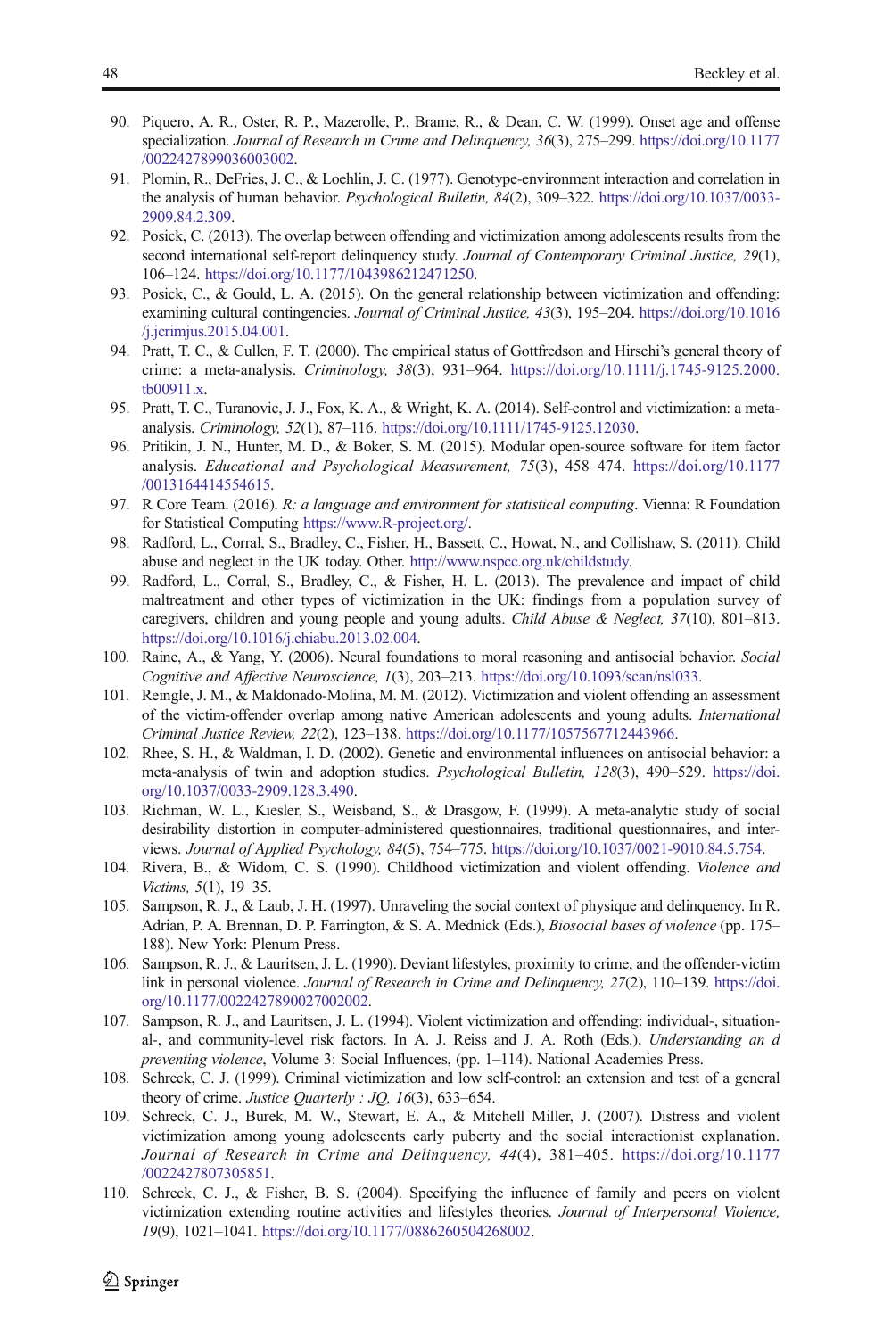90. Piquero, A. R., Oster, R. P., Mazerolle, P., Brame, R., & Dean, C. W. (1999). Onset age and offense specialization. *Journal of Research in Crime and Delinquency, 36*(3), 275–299. https://doi.org/10.1177/0022427899036003002.
91. Plomin, R., DeFries, J. C., & Loehlin, J. C. (1977). Genotype-environment interaction and correlation in the analysis of human behavior. *Psychological Bulletin, 84*(2), 309–322. https://doi.org/10.1037/0033-2909.84.2.309.
92. Posick, C. (2013). The overlap between offending and victimization among adolescents results from the second international self-report delinquency study. *Journal of Contemporary Criminal Justice, 29*(1), 106–124. https://doi.org/10.1177/1043986212471250.
93. Posick, C., & Gould, L. A. (2015). On the general relationship between victimization and offending: examining cultural contingencies. *Journal of Criminal Justice, 43*(3), 195–204. https://doi.org/10.1016/j.jcrimjus.2015.04.001.
94. Pratt, T. C., & Cullen, F. T. (2000). The empirical status of Gottfredson and Hirschi's general theory of crime: a meta-analysis. *Criminology, 38*(3), 931–964. https://doi.org/10.1111/j.1745-9125.2000.tb00911.x.
95. Pratt, T. C., Turanovic, J. J., Fox, K. A., & Wright, K. A. (2014). Self-control and victimization: a meta-analysis. *Criminology, 52*(1), 87–116. https://doi.org/10.1111/1745-9125.12030.
96. Pritikin, J. N., Hunter, M. D., & Boker, S. M. (2015). Modular open-source software for item factor analysis. *Educational and Psychological Measurement, 75*(3), 458–474. https://doi.org/10.1177/0013164414554615.
97. R Core Team. (2016). *R: a language and environment for statistical computing*. Vienna: R Foundation for Statistical Computing https://www.R-project.org/.
98. Radford, L., Corral, S., Bradley, C., Fisher, H., Bassett, C., Howat, N., and Collishaw, S. (2011). Child abuse and neglect in the UK today. Other. http://www.nspcc.org.uk/childstudy.
99. Radford, L., Corral, S., Bradley, C., & Fisher, H. L. (2013). The prevalence and impact of child maltreatment and other types of victimization in the UK: findings from a population survey of caregivers, children and young people and young adults. *Child Abuse & Neglect, 37*(10), 801–813. https://doi.org/10.1016/j.chiabu.2013.02.004.
100. Raine, A., & Yang, Y. (2006). Neural foundations to moral reasoning and antisocial behavior. *Social Cognitive and Affective Neuroscience, 1*(3), 203–213. https://doi.org/10.1093/scan/nsl033.
101. Reingle, J. M., & Maldonado-Molina, M. M. (2012). Victimization and violent offending an assessment of the victim-offender overlap among native American adolescents and young adults. *International Criminal Justice Review, 22*(2), 123–138. https://doi.org/10.1177/1057567712443966.
102. Rhee, S. H., & Waldman, I. D. (2002). Genetic and environmental influences on antisocial behavior: a meta-analysis of twin and adoption studies. *Psychological Bulletin, 128*(3), 490–529. https://doi.org/10.1037/0033-2909.128.3.490.
103. Richman, W. L., Kiesler, S., Weisband, S., & Drasgow, F. (1999). A meta-analytic study of social desirability distortion in computer-administered questionnaires, traditional questionnaires, and interviews. *Journal of Applied Psychology, 84*(5), 754–775. https://doi.org/10.1037/0021-9010.84.5.754.
104. Rivera, B., & Widom, C. S. (1990). Childhood victimization and violent offending. *Violence and Victims, 5*(1), 19–35.
105. Sampson, R. J., & Laub, J. H. (1997). Unraveling the social context of physique and delinquency. In R. Adrian, P. A. Brennan, D. P. Farrington, & S. A. Mednick (Eds.), *Biosocial bases of violence* (pp. 175–188). New York: Plenum Press.
106. Sampson, R. J., & Lauritsen, J. L. (1990). Deviant lifestyles, proximity to crime, and the offender-victim link in personal violence. *Journal of Research in Crime and Delinquency, 27*(2), 110–139. https://doi.org/10.1177/0022427890027002002.
107. Sampson, R. J., and Lauritsen, J. L. (1994). Violent victimization and offending: individual-, situational-, and community-level risk factors. In A. J. Reiss and J. A. Roth (Eds.), *Understanding an d preventing violence*, Volume 3: Social Influences, (pp. 1–114). National Academies Press.
108. Schreck, C. J. (1999). Criminal victimization and low self-control: an extension and test of a general theory of crime. *Justice Quarterly : JQ, 16*(3), 633–654.
109. Schreck, C. J., Burek, M. W., Stewart, E. A., & Mitchell Miller, J. (2007). Distress and violent victimization among young adolescents early puberty and the social interactionist explanation. *Journal of Research in Crime and Delinquency, 44*(4), 381–405. https://doi.org/10.1177/0022427807305851.
110. Schreck, C. J., & Fisher, B. S. (2004). Specifying the influence of family and peers on violent victimization extending routine activities and lifestyles theories. *Journal of Interpersonal Violence, 19*(9), 1021–1041. https://doi.org/10.1177/0886260504268002.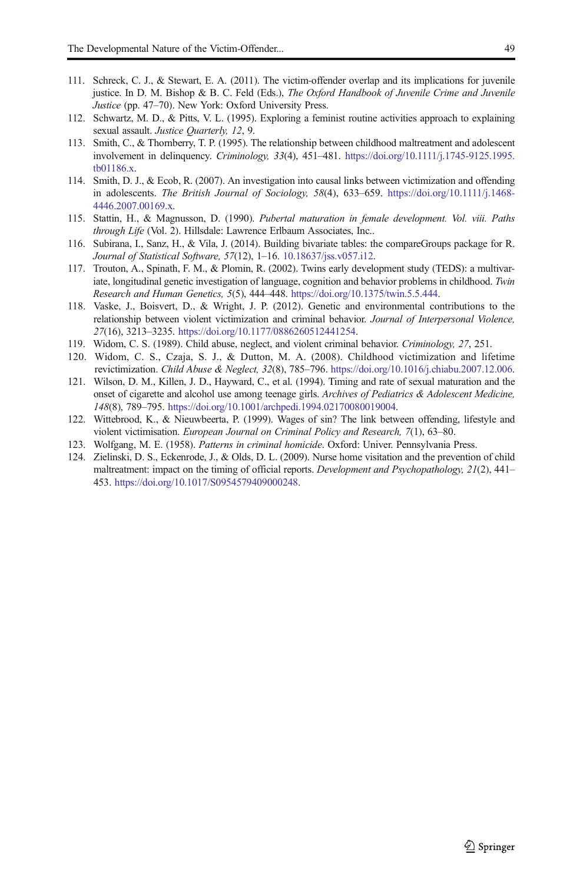111. Schreck, C. J., & Stewart, E. A. (2011). The victim-offender overlap and its implications for juvenile justice. In D. M. Bishop & B. C. Feld (Eds.), *The Oxford Handbook of Juvenile Crime and Juvenile Justice* (pp. 47–70). New York: Oxford University Press.
112. Schwartz, M. D., & Pitts, V. L. (1995). Exploring a feminist routine activities approach to explaining sexual assault. *Justice Quarterly, 12*, 9.
113. Smith, C., & Thornberry, T. P. (1995). The relationship between childhood maltreatment and adolescent involvement in delinquency. *Criminology, 33*(4), 451–481. https://doi.org/10.1111/j.1745-9125.1995.tb01186.x.
114. Smith, D. J., & Ecob, R. (2007). An investigation into causal links between victimization and offending in adolescents. *The British Journal of Sociology, 58*(4), 633–659. https://doi.org/10.1111/j.1468-4446.2007.00169.x.
115. Stattin, H., & Magnusson, D. (1990). *Pubertal maturation in female development. Vol. viii. Paths through Life* (Vol. 2). Hillsdale: Lawrence Erlbaum Associates, Inc..
116. Subirana, I., Sanz, H., & Vila, J. (2014). Building bivariate tables: the compareGroups package for R. *Journal of Statistical Software, 57*(12), 1–16. 10.18637/jss.v057.i12.
117. Trouton, A., Spinath, F. M., & Plomin, R. (2002). Twins early development study (TEDS): a multivariate, longitudinal genetic investigation of language, cognition and behavior problems in childhood. *Twin Research and Human Genetics, 5*(5), 444–448. https://doi.org/10.1375/twin.5.5.444.
118. Vaske, J., Boisvert, D., & Wright, J. P. (2012). Genetic and environmental contributions to the relationship between violent victimization and criminal behavior. *Journal of Interpersonal Violence, 27*(16), 3213–3235. https://doi.org/10.1177/0886260512441254.
119. Widom, C. S. (1989). Child abuse, neglect, and violent criminal behavior. *Criminology, 27*, 251.
120. Widom, C. S., Czaja, S. J., & Dutton, M. A. (2008). Childhood victimization and lifetime revictimization. *Child Abuse & Neglect, 32*(8), 785–796. https://doi.org/10.1016/j.chiabu.2007.12.006.
121. Wilson, D. M., Killen, J. D., Hayward, C., et al. (1994). Timing and rate of sexual maturation and the onset of cigarette and alcohol use among teenage girls. *Archives of Pediatrics & Adolescent Medicine, 148*(8), 789–795. https://doi.org/10.1001/archpedi.1994.02170080019004.
122. Wittebrood, K., & Nieuwbeerta, P. (1999). Wages of sin? The link between offending, lifestyle and violent victimisation. *European Journal on Criminal Policy and Research, 7*(1), 63–80.
123. Wolfgang, M. E. (1958). *Patterns in criminal homicide*. Oxford: Univer. Pennsylvania Press.
124. Zielinski, D. S., Eckenrode, J., & Olds, D. L. (2009). Nurse home visitation and the prevention of child maltreatment: impact on the timing of official reports. *Development and Psychopathology, 21*(2), 441–453. https://doi.org/10.1017/S0954579409000248.